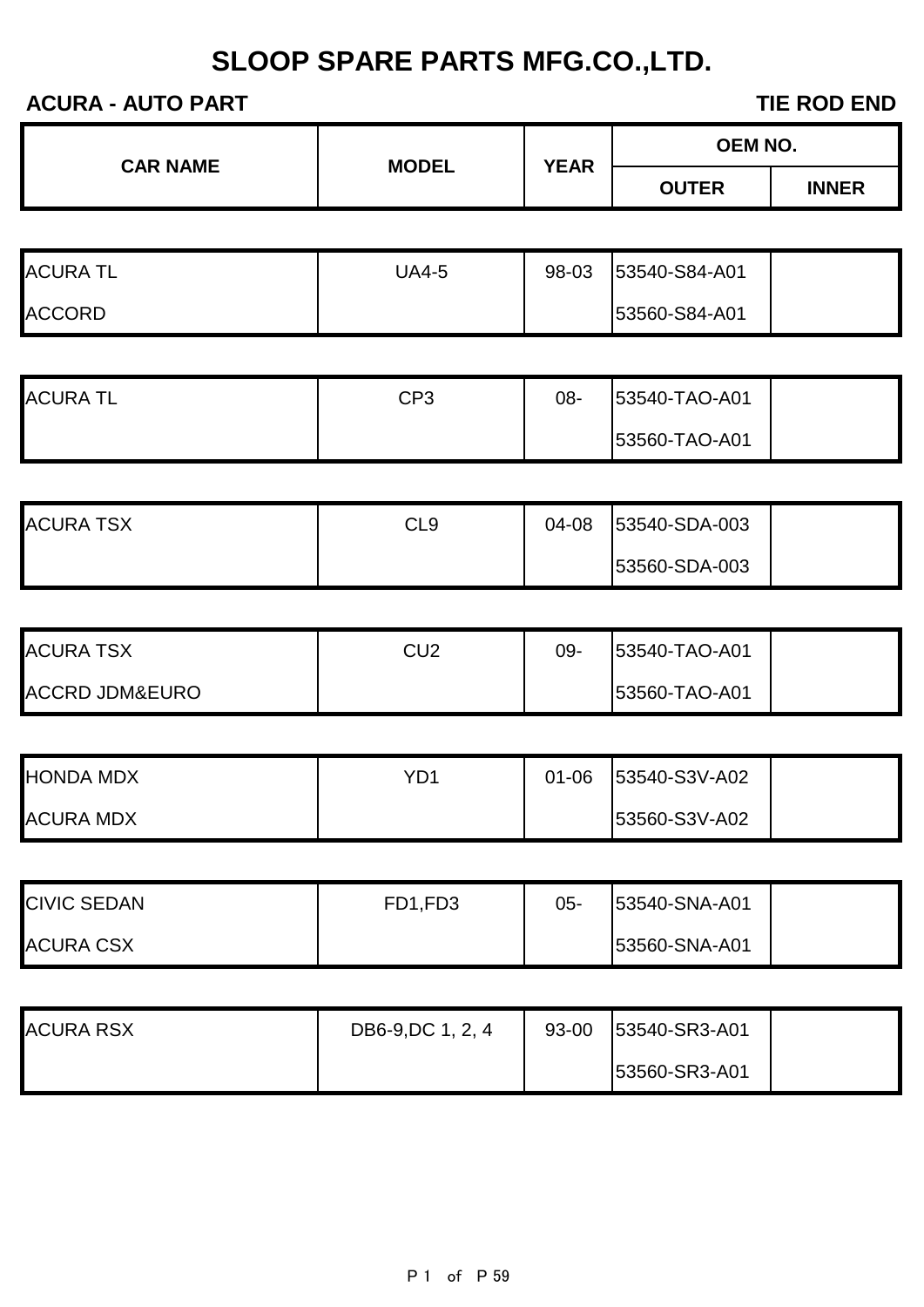# SLOOP SPARE PARTS MFG.CO.,LTD.

**ACURA - AUTO PART** **TIE ROD END**

| CAR NAME | MODEL | YEAR | OEM NO. | |
|---|---|---|---|---|
| | | | OUTER | INNER |
| ACURA TL | UA4-5 | 98-03 | 53540-S84-A01 | |
| ACCORD | | | 53560-S84-A01 | |
| ACURA TL | CP3 | 08- | 53540-TAO-A01 | |
| | | | 53560-TAO-A01 | |
| ACURA TSX | CL9 | 04-08 | 53540-SDA-003 | |
| | | | 53560-SDA-003 | |
| ACURA TSX | CU2 | 09- | 53540-TAO-A01 | |
| ACCRD JDM&EURO | | | 53560-TAO-A01 | |
| HONDA MDX | YD1 | 01-06 | 53540-S3V-A02 | |
| ACURA MDX | | | 53560-S3V-A02 | |
| CIVIC SEDAN | FD1,FD3 | 05- | 53540-SNA-A01 | |
| ACURA CSX | | | 53560-SNA-A01 | |
| ACURA RSX | DB6-9,DC 1, 2, 4 | 93-00 | 53540-SR3-A01 | |
| | | | 53560-SR3-A01 | |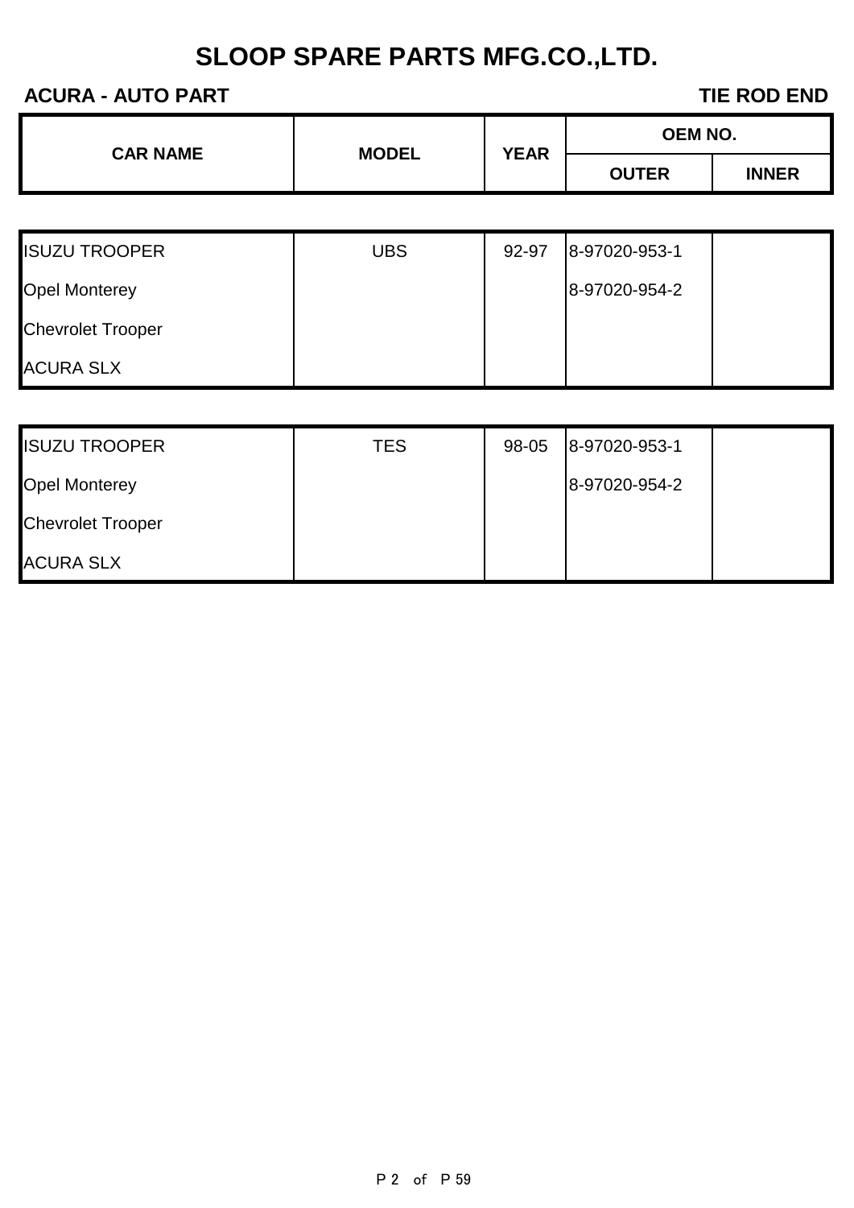# SLOOP SPARE PARTS MFG.CO.,LTD.

**ACURA - AUTO PART** **TIE ROD END**

| CAR NAME | MODEL | YEAR | OEM NO. | |
|---|---|---|---|---|
| | | | OUTER | INNER |
| ISUZU TROOPER | UBS | 92-97 | 8-97020-953-1 | |
| Opel Monterey | | | 8-97020-954-2 | |
| Chevrolet Trooper | | | | |
| ACURA SLX | | | | |
| ISUZU TROOPER | TES | 98-05 | 8-97020-953-1 | |
| Opel Monterey | | | 8-97020-954-2 | |
| Chevrolet Trooper | | | | |
| ACURA SLX | | | | |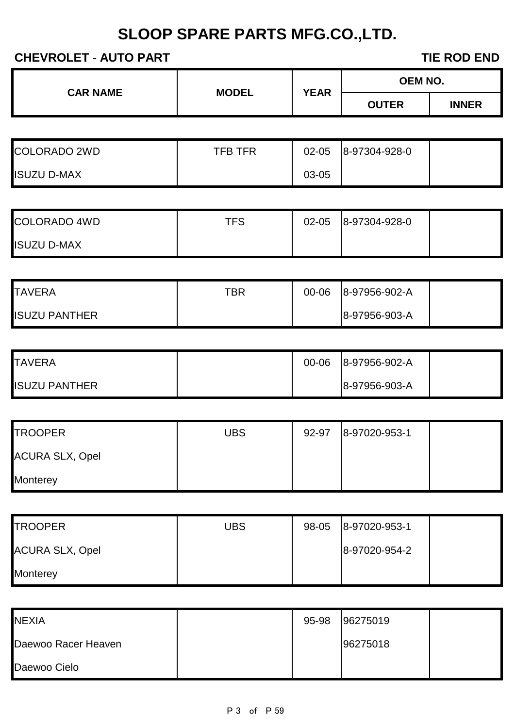# SLOOP SPARE PARTS MFG.CO.,LTD.

**CHEVROLET - AUTO PART** **TIE ROD END**

| CAR NAME | MODEL | YEAR | OEM NO. | |
|---|---|---|---|---|
| | | | OUTER | INNER |
| COLORADO 2WD | TFB TFR | 02-05 | 8-97304-928-0 | |
| ISUZU D-MAX | | 03-05 | | |
| COLORADO 4WD | TFS | 02-05 | 8-97304-928-0 | |
| ISUZU D-MAX | | | | |
| TAVERA | TBR | 00-06 | 8-97956-902-A | |
| ISUZU PANTHER | | | 8-97956-903-A | |
| TAVERA | | 00-06 | 8-97956-902-A | |
| ISUZU PANTHER | | | 8-97956-903-A | |
| TROOPER | UBS | 92-97 | 8-97020-953-1 | |
| ACURA SLX, Opel | | | | |
| Monterey | | | | |
| TROOPER | UBS | 98-05 | 8-97020-953-1 | |
| ACURA SLX, Opel | | | 8-97020-954-2 | |
| Monterey | | | | |
| NEXIA | | 95-98 | 96275019 | |
| Daewoo Racer Heaven | | | 96275018 | |
| Daewoo Cielo | | | | |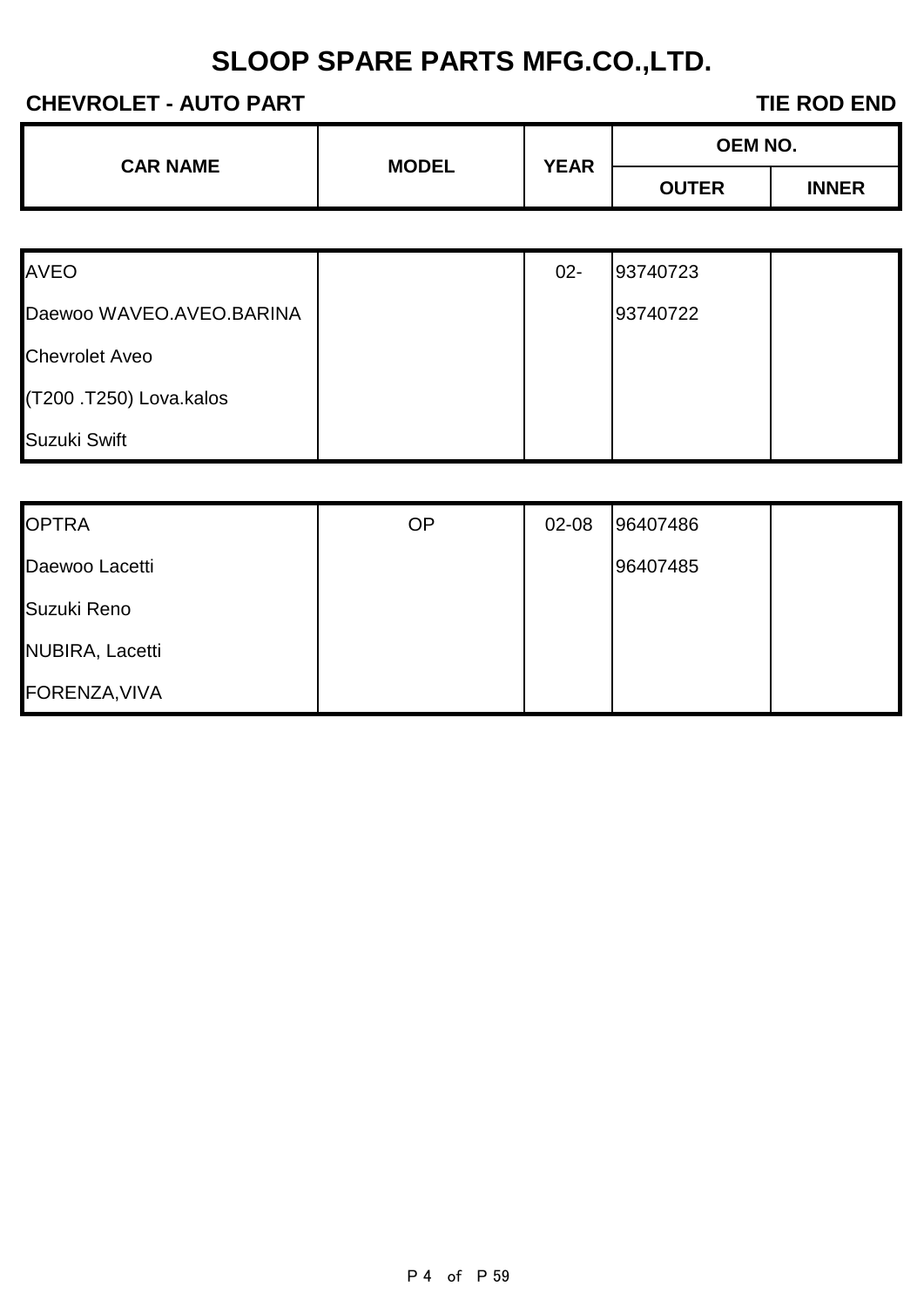# SLOOP SPARE PARTS MFG.CO.,LTD.

**CHEVROLET - AUTO PART** **TIE ROD END**

| CAR NAME | MODEL | YEAR | OEM NO. | |
|---|---|---|---|---|
| | | | OUTER | INNER |
| AVEO | | 02- | 93740723 | |
| Daewoo WAVEO.AVEO.BARINA | | | 93740722 | |
| Chevrolet Aveo | | | | |
| (T200 .T250) Lova.kalos | | | | |
| Suzuki Swift | | | | |
| OPTRA | OP | 02-08 | 96407486 | |
| Daewoo Lacetti | | | 96407485 | |
| Suzuki Reno | | | | |
| NUBIRA, Lacetti | | | | |
| FORENZA,VIVA | | | | |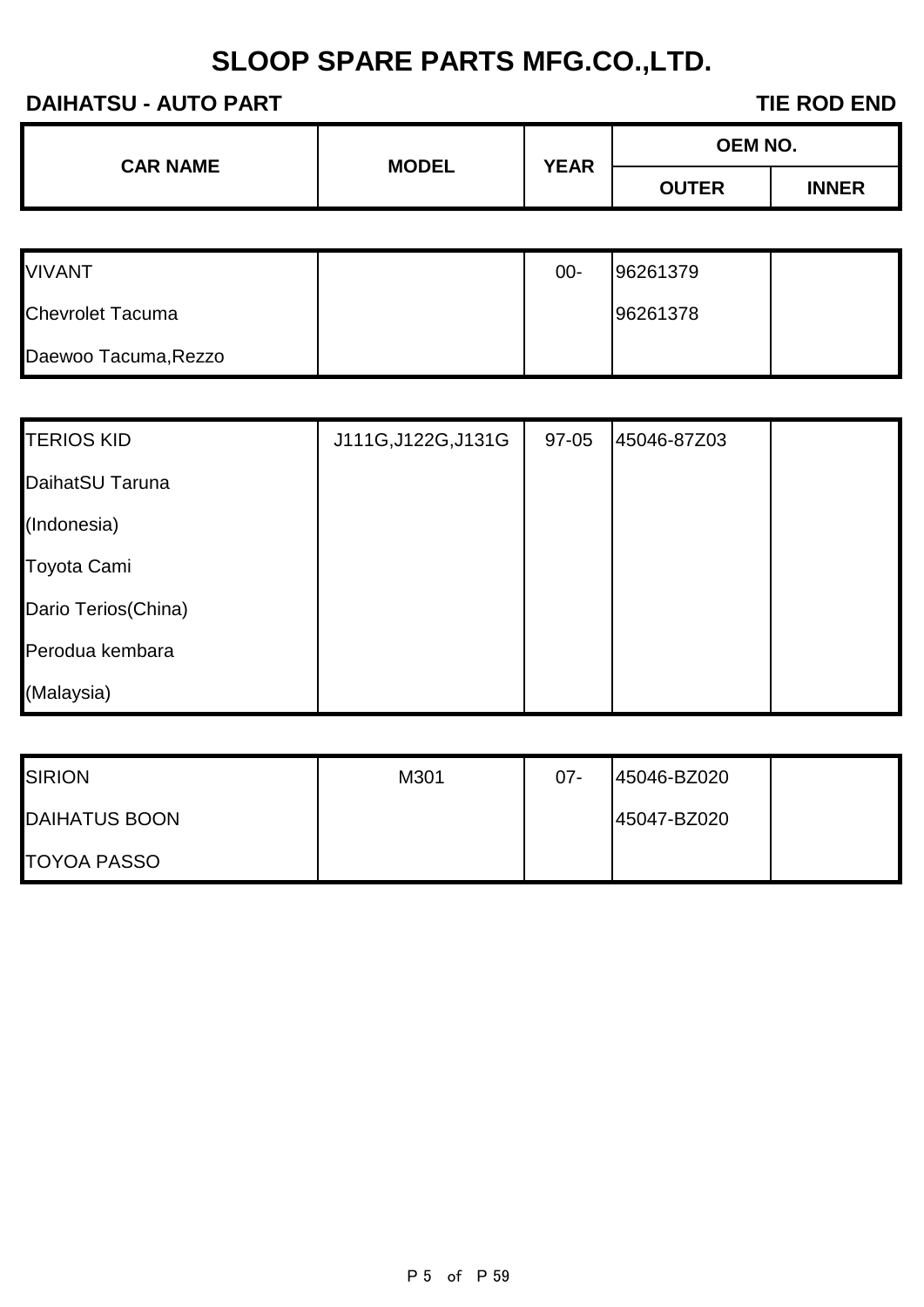# SLOOP SPARE PARTS MFG.CO.,LTD.

**DAIHATSU - AUTO PART** **TIE ROD END**

| CAR NAME | MODEL | YEAR | OEM NO. | |
|---|---|---|---|---|
| | | | OUTER | INNER |
| VIVANT | | 00- | 96261379 | |
| Chevrolet Tacuma | | | 96261378 | |
| Daewoo Tacuma,Rezzo | | | | |
| TERIOS KID | J111G,J122G,J131G | 97-05 | 45046-87Z03 | |
| DaihatSU Taruna | | | | |
| (Indonesia) | | | | |
| Toyota Cami | | | | |
| Dario Terios(China) | | | | |
| Perodua kembara | | | | |
| (Malaysia) | | | | |
| SIRION | M301 | 07- | 45046-BZ020 | |
| DAIHATUS BOON | | | 45047-BZ020 | |
| TOYOA PASSO | | | | |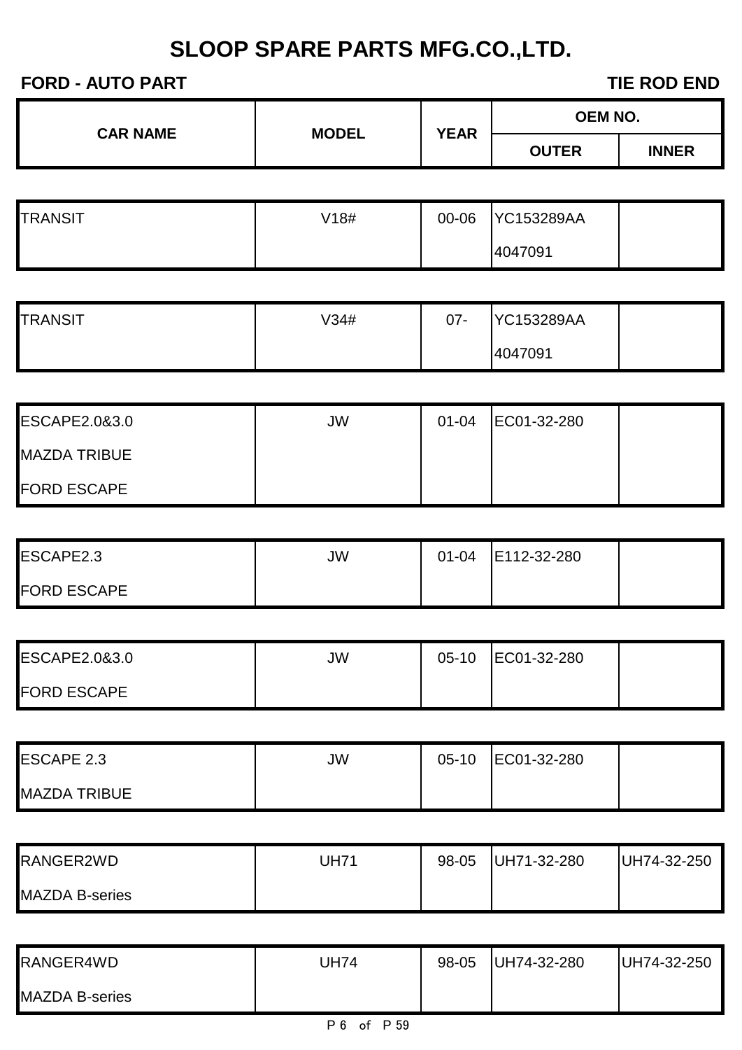# SLOOP SPARE PARTS MFG.CO.,LTD.

**FORD - AUTO PART** **TIE ROD END**

| CAR NAME | MODEL | YEAR | OEM NO. | |
|---|---|---|---|---|
| | | | OUTER | INNER |
| TRANSIT | V18# | 00-06 | YC153289AA<br>4047091 | |
| TRANSIT | V34# | 07- | YC153289AA<br>4047091 | |
| ESCAPE2.0&3.0<br>MAZDA TRIBUE<br>FORD ESCAPE | JW | 01-04 | EC01-32-280 | |
| ESCAPE2.3<br>FORD ESCAPE | JW | 01-04 | E112-32-280 | |
| ESCAPE2.0&3.0<br>FORD ESCAPE | JW | 05-10 | EC01-32-280 | |
| ESCAPE 2.3<br>MAZDA TRIBUE | JW | 05-10 | EC01-32-280 | |
| RANGER2WD<br>MAZDA B-series | UH71 | 98-05 | UH71-32-280 | UH74-32-250 |
| RANGER4WD<br>MAZDA B-series | UH74 | 98-05 | UH74-32-280 | UH74-32-250 |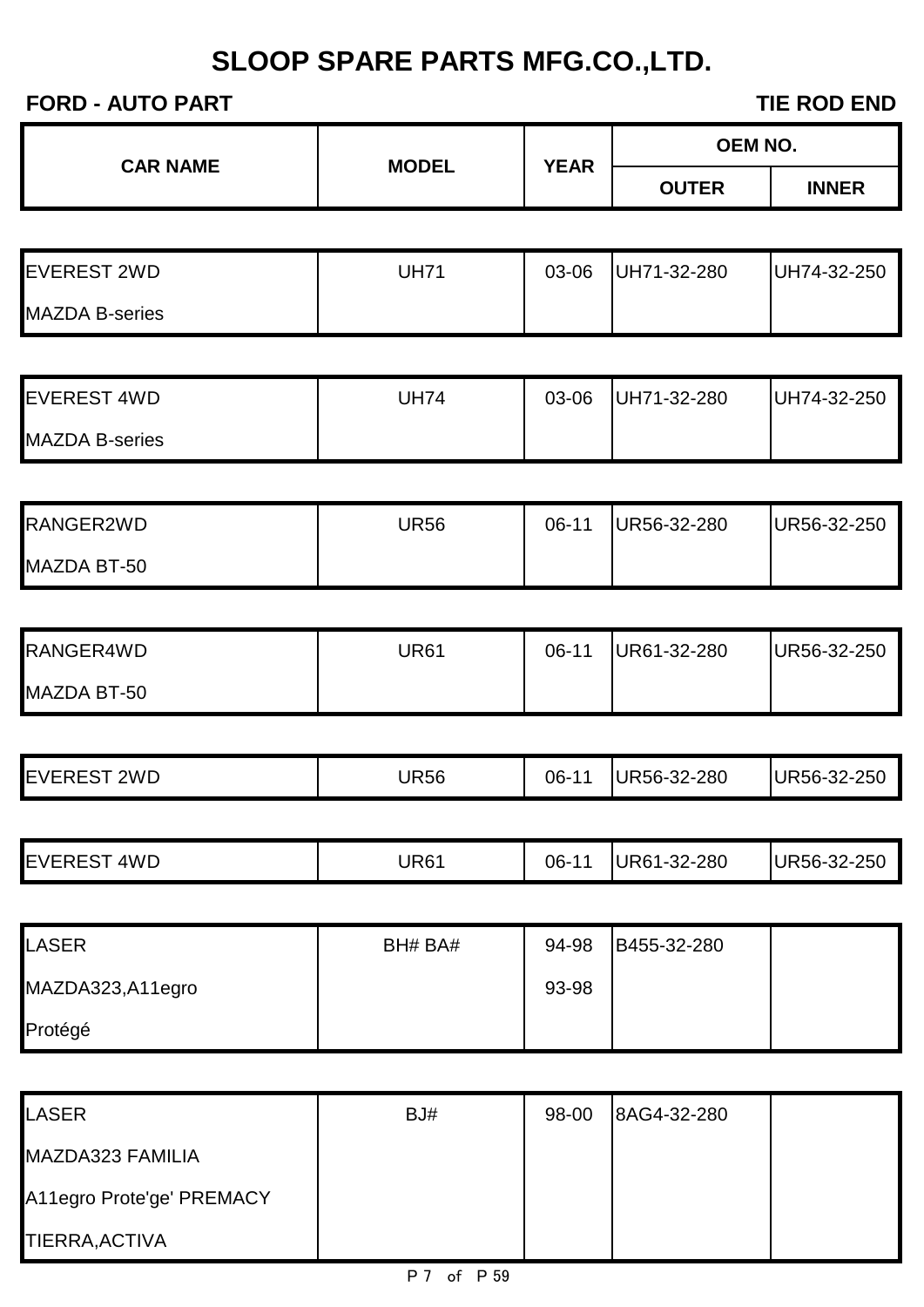# SLOOP SPARE PARTS MFG.CO.,LTD.

**FORD - AUTO PART** **TIE ROD END**

| CAR NAME | MODEL | YEAR | OEM NO. | |
|---|---|---|---|---|
| | | | OUTER | INNER |
| EVEREST 2WD<br>MAZDA B-series | UH71 | 03-06 | UH71-32-280 | UH74-32-250 |
| EVEREST 4WD<br>MAZDA B-series | UH74 | 03-06 | UH71-32-280 | UH74-32-250 |
| RANGER2WD<br>MAZDA BT-50 | UR56 | 06-11 | UR56-32-280 | UR56-32-250 |
| RANGER4WD<br>MAZDA BT-50 | UR61 | 06-11 | UR61-32-280 | UR56-32-250 |
| EVEREST 2WD | UR56 | 06-11 | UR56-32-280 | UR56-32-250 |
| EVEREST 4WD | UR61 | 06-11 | UR61-32-280 | UR56-32-250 |
| LASER<br>MAZDA323,A11egro<br>Protégé | BH# BA# | 94-98<br>93-98 | B455-32-280 | |
| LASER<br>MAZDA323 FAMILIA<br>A11egro Prote'ge' PREMACY<br>TIERRA,ACTIVA | BJ# | 98-00 | 8AG4-32-280 | |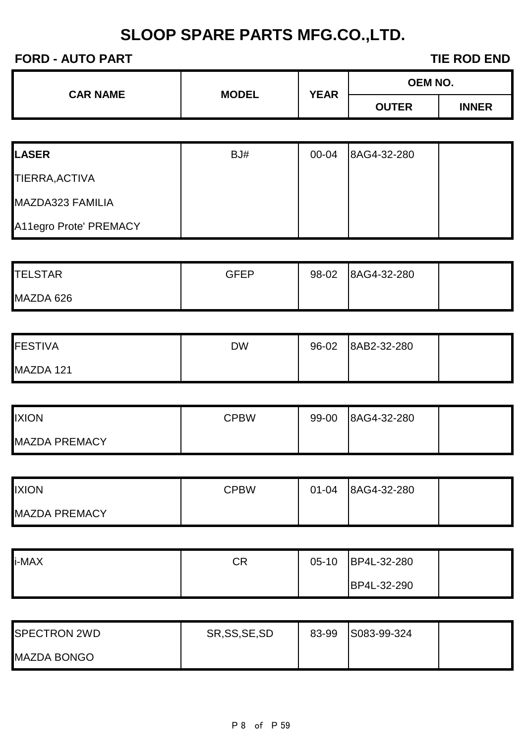# SLOOP SPARE PARTS MFG.CO.,LTD.

**FORD - AUTO PART** **TIE ROD END**

| CAR NAME | MODEL | YEAR | OEM NO. | |
|---|---|---|---|---|
| | | | OUTER | INNER |
| **LASER** | BJ# | 00-04 | 8AG4-32-280 | |
| TIERRA,ACTIVA | | | | |
| MAZDA323 FAMILIA | | | | |
| A11egro Prote' PREMACY | | | | |
| TELSTAR | GFEP | 98-02 | 8AG4-32-280 | |
| MAZDA 626 | | | | |
| FESTIVA | DW | 96-02 | 8AB2-32-280 | |
| MAZDA 121 | | | | |
| IXION | CPBW | 99-00 | 8AG4-32-280 | |
| MAZDA PREMACY | | | | |
| IXION | CPBW | 01-04 | 8AG4-32-280 | |
| MAZDA PREMACY | | | | |
| i-MAX | CR | 05-10 | BP4L-32-280 | |
| | | | BP4L-32-290 | |
| SPECTRON 2WD | SR,SS,SE,SD | 83-99 | S083-99-324 | |
| MAZDA BONGO | | | | |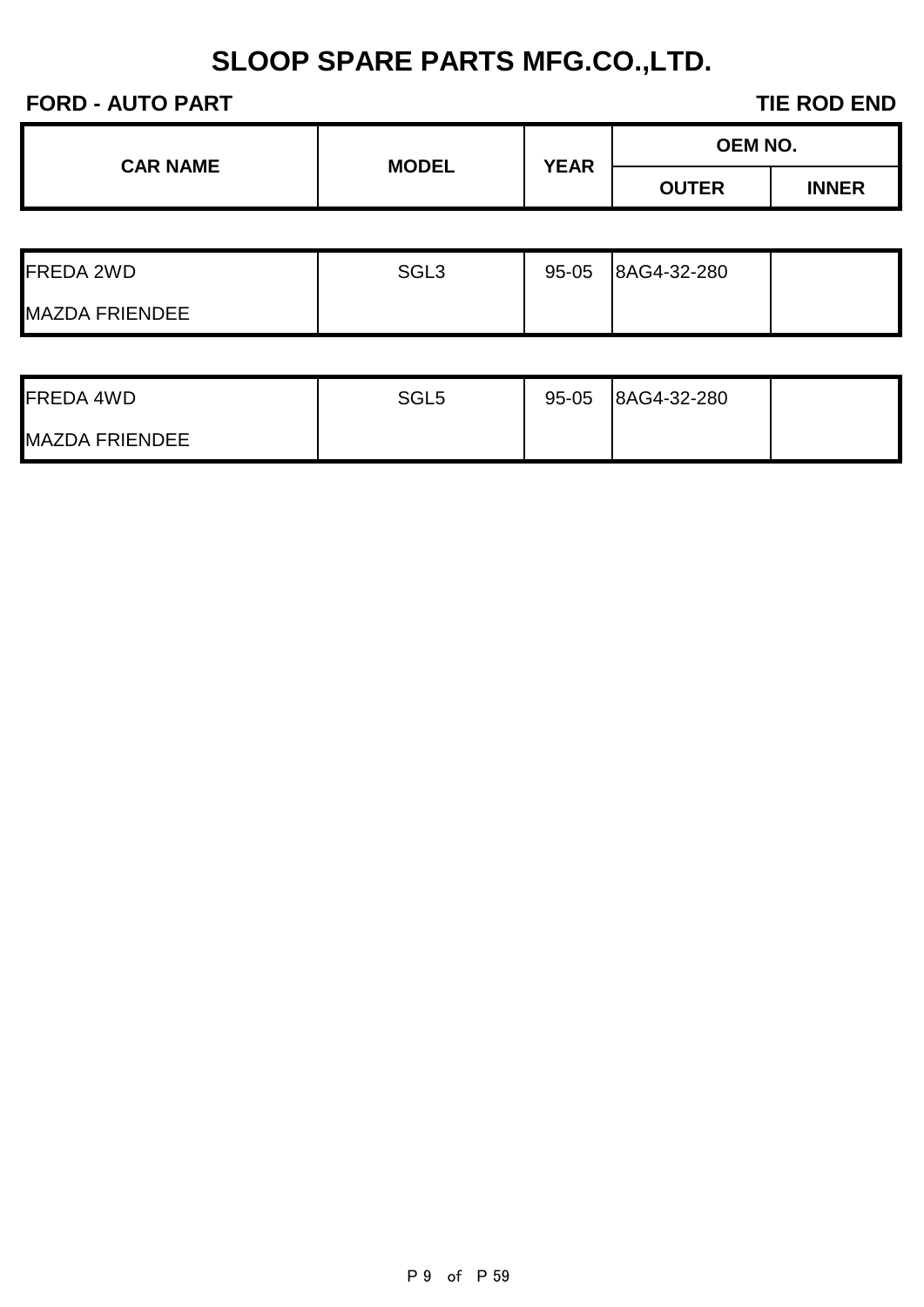# SLOOP SPARE PARTS MFG.CO.,LTD.

**FORD - AUTO PART** **TIE ROD END**

| CAR NAME | MODEL | YEAR | OEM NO. | |
|---|---|---|---|---|
| | | | OUTER | INNER |
| FREDA 2WD<br>MAZDA FRIENDEE | SGL3 | 95-05 | 8AG4-32-280 | |
| FREDA 4WD<br>MAZDA FRIENDEE | SGL5 | 95-05 | 8AG4-32-280 | |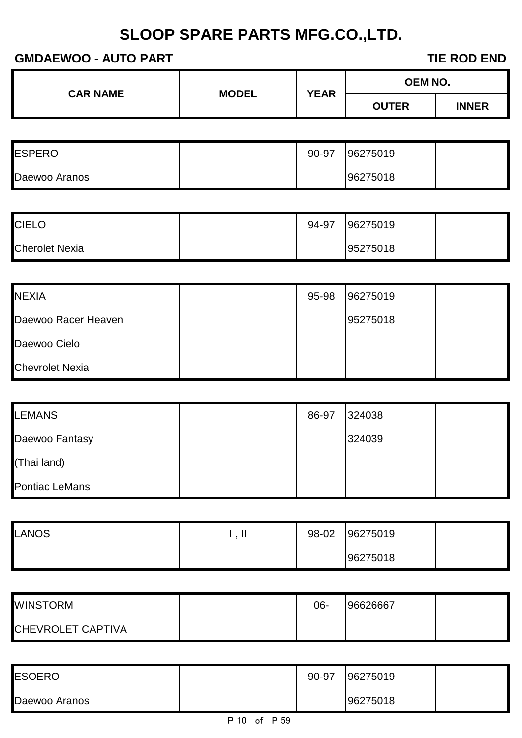# SLOOP SPARE PARTS MFG.CO.,LTD.

**GMDAEWOO - AUTO PART** **TIE ROD END**

| CAR NAME | MODEL | YEAR | OEM NO. | |
|---|---|---|---|---|
| | | | OUTER | INNER |
| ESPERO | | 90-97 | 96275019 | |
| Daewoo Aranos | | | 96275018 | |
| CIELO | | 94-97 | 96275019 | |
| Cherolet Nexia | | | 95275018 | |
| NEXIA | | 95-98 | 96275019 | |
| Daewoo Racer Heaven | | | 95275018 | |
| Daewoo Cielo | | | | |
| Chevrolet Nexia | | | | |
| LEMANS | | 86-97 | 324038 | |
| Daewoo Fantasy | | | 324039 | |
| (Thai land) | | | | |
| Pontiac LeMans | | | | |
| LANOS | I , II | 98-02 | 96275019 | |
| | | | 96275018 | |
| WINSTORM | | 06- | 96626667 | |
| CHEVROLET CAPTIVA | | | | |
| ESOERO | | 90-97 | 96275019 | |
| Daewoo Aranos | | | 96275018 | |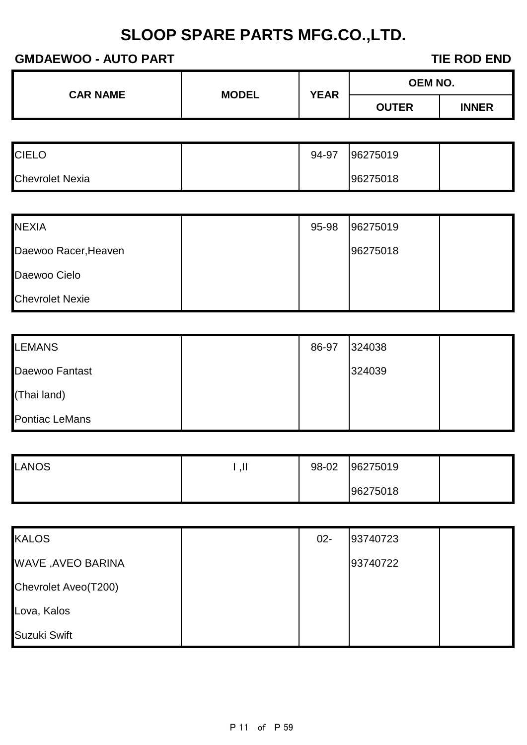# SLOOP SPARE PARTS MFG.CO.,LTD.

**GMDAEWOO - AUTO PART** **TIE ROD END**

| CAR NAME | MODEL | YEAR | OEM NO. | |
|---|---|---|---|---|
| | | | OUTER | INNER |
| CIELO | | 94-97 | 96275019 | |
| Chevrolet Nexia | | | 96275018 | |
| NEXIA | | 95-98 | 96275019 | |
| Daewoo Racer,Heaven | | | 96275018 | |
| Daewoo Cielo | | | | |
| Chevrolet Nexie | | | | |
| LEMANS | | 86-97 | 324038 | |
| Daewoo Fantast | | | 324039 | |
| (Thai land) | | | | |
| Pontiac LeMans | | | | |
| LANOS | I ,II | 98-02 | 96275019 | |
| | | | 96275018 | |
| KALOS | | 02- | 93740723 | |
| WAVE ,AVEO BARINA | | | 93740722 | |
| Chevrolet Aveo(T200) | | | | |
| Lova, Kalos | | | | |
| Suzuki Swift | | | | |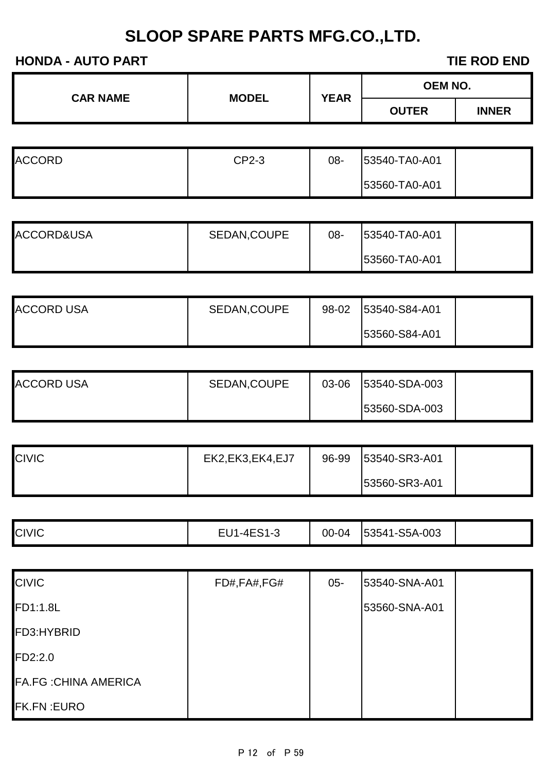# SLOOP SPARE PARTS MFG.CO.,LTD.

**HONDA - AUTO PART** **TIE ROD END**

| CAR NAME | MODEL | YEAR | OEM NO. | |
|---|---|---|---|---|
| | | | OUTER | INNER |
| ACCORD | CP2-3 | 08- | 53540-TA0-A01 | |
| | | | 53560-TA0-A01 | |
| ACCORD&USA | SEDAN,COUPE | 08- | 53540-TA0-A01 | |
| | | | 53560-TA0-A01 | |
| ACCORD USA | SEDAN,COUPE | 98-02 | 53540-S84-A01 | |
| | | | 53560-S84-A01 | |
| ACCORD USA | SEDAN,COUPE | 03-06 | 53540-SDA-003 | |
| | | | 53560-SDA-003 | |
| CIVIC | EK2,EK3,EK4,EJ7 | 96-99 | 53540-SR3-A01 | |
| | | | 53560-SR3-A01 | |
| CIVIC | EU1-4ES1-3 | 00-04 | 53541-S5A-003 | |
| CIVIC | FD#,FA#,FG# | 05- | 53540-SNA-A01 | |
| FD1:1.8L | | | 53560-SNA-A01 | |
| FD3:HYBRID | | | | |
| FD2:2.0 | | | | |
| FA.FG :CHINA AMERICA | | | | |
| FK.FN :EURO | | | | |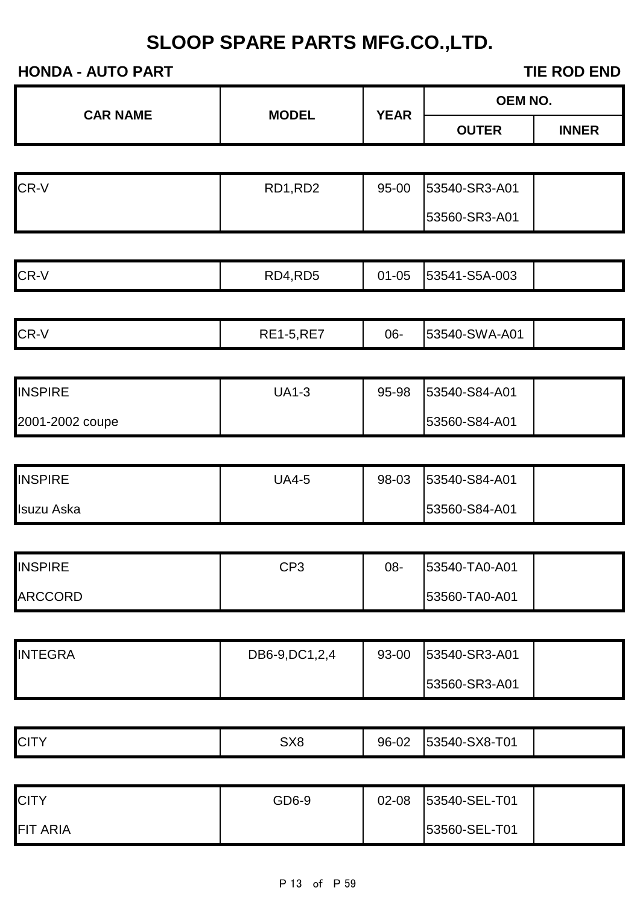# SLOOP SPARE PARTS MFG.CO.,LTD.

**HONDA - AUTO PART** **TIE ROD END**

| CAR NAME | MODEL | YEAR | OEM NO. | |
|---|---|---|---|---|
| | | | OUTER | INNER |
| CR-V | RD1,RD2 | 95-00 | 53540-SR3-A01 | |
| | | | 53560-SR3-A01 | |
| CR-V | RD4,RD5 | 01-05 | 53541-S5A-003 | |
| CR-V | RE1-5,RE7 | 06- | 53540-SWA-A01 | |
| INSPIRE | UA1-3 | 95-98 | 53540-S84-A01 | |
| 2001-2002 coupe | | | 53560-S84-A01 | |
| INSPIRE | UA4-5 | 98-03 | 53540-S84-A01 | |
| Isuzu Aska | | | 53560-S84-A01 | |
| INSPIRE | CP3 | 08- | 53540-TA0-A01 | |
| ARCCORD | | | 53560-TA0-A01 | |
| INTEGRA | DB6-9,DC1,2,4 | 93-00 | 53540-SR3-A01 | |
| | | | 53560-SR3-A01 | |
| CITY | SX8 | 96-02 | 53540-SX8-T01 | |
| CITY | GD6-9 | 02-08 | 53540-SEL-T01 | |
| FIT ARIA | | | 53560-SEL-T01 | |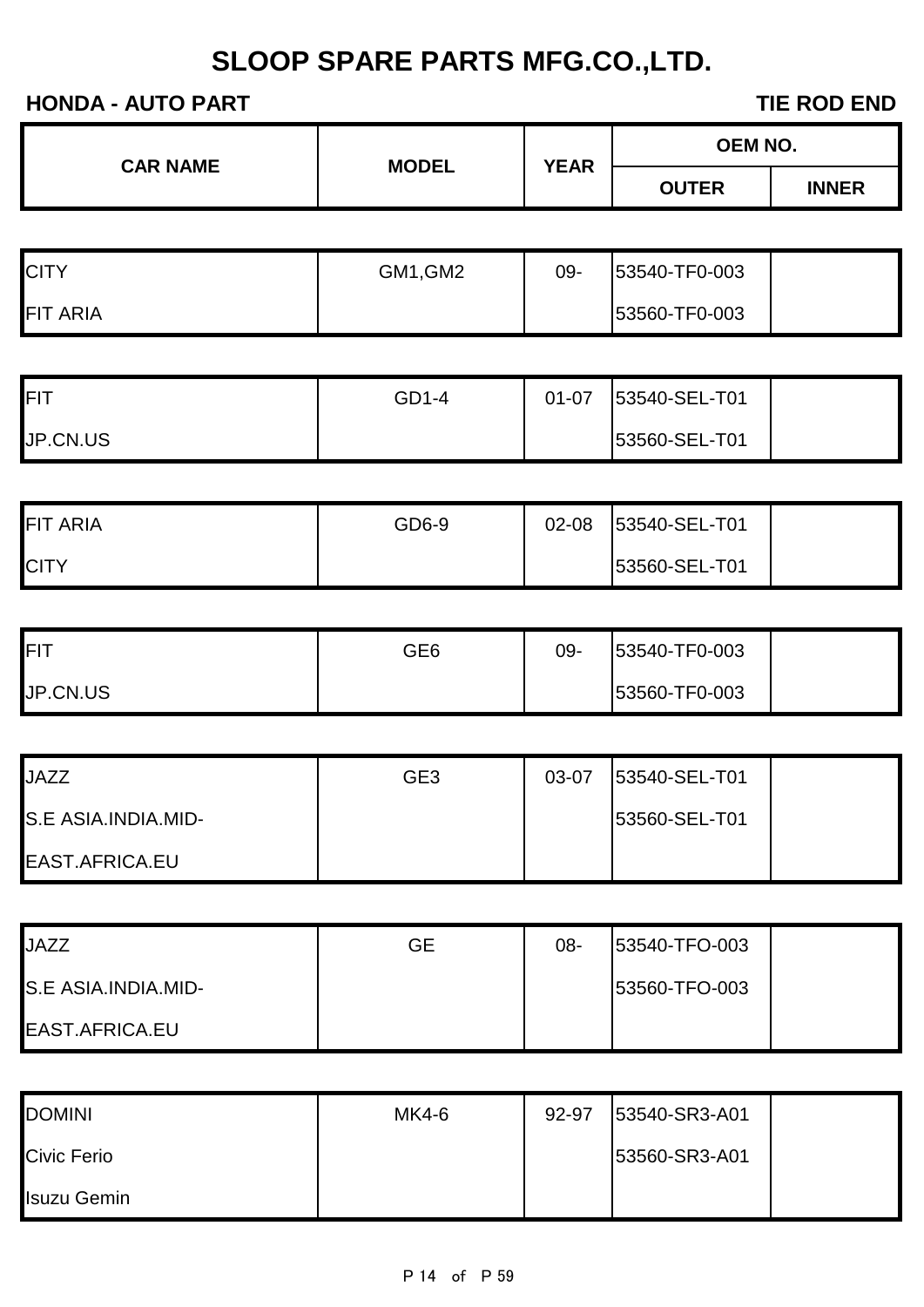# SLOOP SPARE PARTS MFG.CO.,LTD.

**HONDA - AUTO PART** **TIE ROD END**

| CAR NAME | MODEL | YEAR | OEM NO. | |
|---|---|---|---|---|
| | | | OUTER | INNER |
| CITY | GM1,GM2 | 09- | 53540-TF0-003 | |
| FIT ARIA | | | 53560-TF0-003 | |
| FIT | GD1-4 | 01-07 | 53540-SEL-T01 | |
| JP.CN.US | | | 53560-SEL-T01 | |
| FIT ARIA | GD6-9 | 02-08 | 53540-SEL-T01 | |
| CITY | | | 53560-SEL-T01 | |
| FIT | GE6 | 09- | 53540-TF0-003 | |
| JP.CN.US | | | 53560-TF0-003 | |
| JAZZ | GE3 | 03-07 | 53540-SEL-T01 | |
| S.E ASIA.INDIA.MID- | | | 53560-SEL-T01 | |
| EAST.AFRICA.EU | | | | |
| JAZZ | GE | 08- | 53540-TFO-003 | |
| S.E ASIA.INDIA.MID- | | | 53560-TFO-003 | |
| EAST.AFRICA.EU | | | | |
| DOMINI | MK4-6 | 92-97 | 53540-SR3-A01 | |
| Civic Ferio | | | 53560-SR3-A01 | |
| Isuzu Gemin | | | | |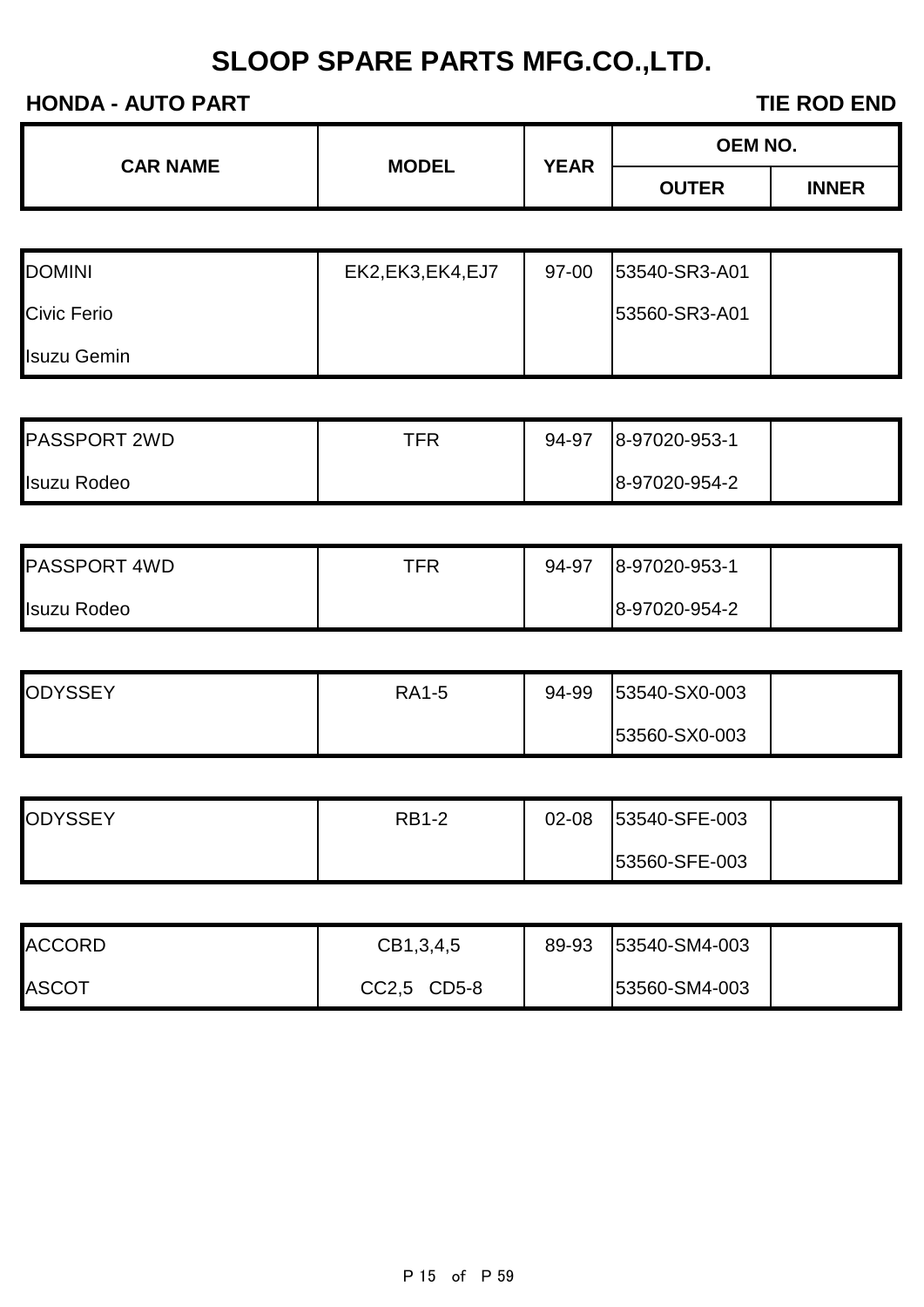# SLOOP SPARE PARTS MFG.CO.,LTD.

**HONDA - AUTO PART** **TIE ROD END**

| CAR NAME | MODEL | YEAR | OEM NO. | |
|---|---|---|---|---|
| | | | OUTER | INNER |
| DOMINI | EK2,EK3,EK4,EJ7 | 97-00 | 53540-SR3-A01 | |
| Civic Ferio | | | 53560-SR3-A01 | |
| Isuzu Gemin | | | | |
| PASSPORT 2WD | TFR | 94-97 | 8-97020-953-1 | |
| Isuzu Rodeo | | | 8-97020-954-2 | |
| PASSPORT 4WD | TFR | 94-97 | 8-97020-953-1 | |
| Isuzu Rodeo | | | 8-97020-954-2 | |
| ODYSSEY | RA1-5 | 94-99 | 53540-SX0-003 | |
| | | | 53560-SX0-003 | |
| ODYSSEY | RB1-2 | 02-08 | 53540-SFE-003 | |
| | | | 53560-SFE-003 | |
| ACCORD | CB1,3,4,5 | 89-93 | 53540-SM4-003 | |
| ASCOT | CC2,5 CD5-8 | | 53560-SM4-003 | |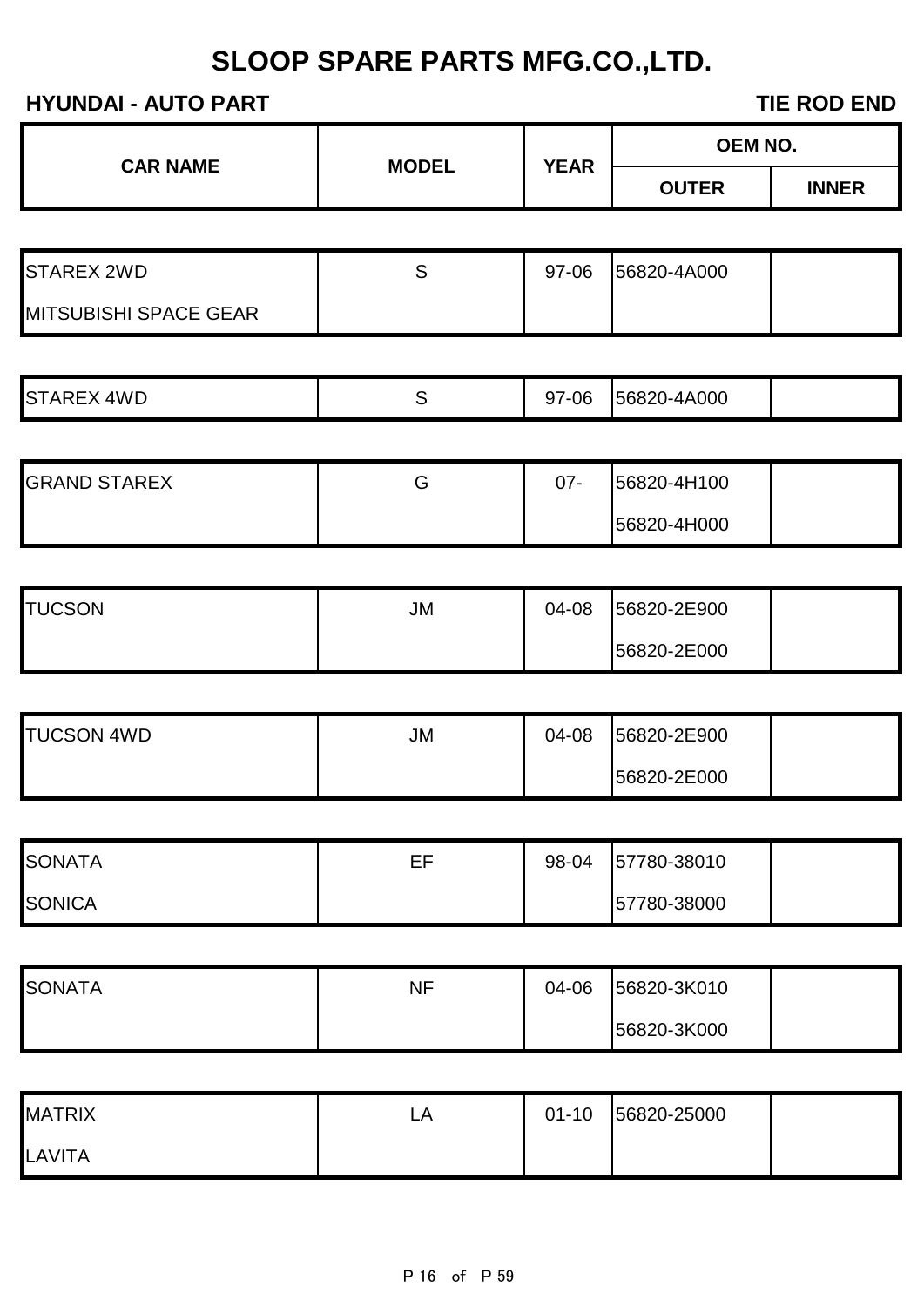# SLOOP SPARE PARTS MFG.CO.,LTD.

**HYUNDAI - AUTO PART** **TIE ROD END**

| CAR NAME | MODEL | YEAR | OEM NO. | |
|---|---|---|---|---|
| | | | OUTER | INNER |
| STAREX 2WD | S | 97-06 | 56820-4A000 | |
| MITSUBISHI SPACE GEAR | | | | |
| STAREX 4WD | S | 97-06 | 56820-4A000 | |
| GRAND STAREX | G | 07- | 56820-4H100 | |
| | | | 56820-4H000 | |
| TUCSON | JM | 04-08 | 56820-2E900 | |
| | | | 56820-2E000 | |
| TUCSON 4WD | JM | 04-08 | 56820-2E900 | |
| | | | 56820-2E000 | |
| SONATA | EF | 98-04 | 57780-38010 | |
| SONICA | | | 57780-38000 | |
| SONATA | NF | 04-06 | 56820-3K010 | |
| | | | 56820-3K000 | |
| MATRIX | LA | 01-10 | 56820-25000 | |
| LAVITA | | | | |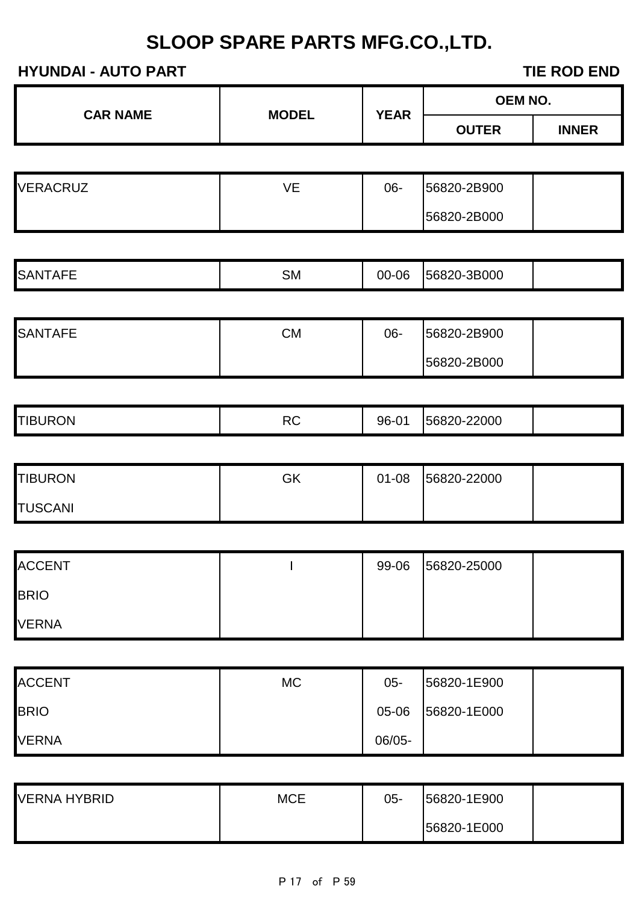# SLOOP SPARE PARTS MFG.CO.,LTD.

**HYUNDAI - AUTO PART** **TIE ROD END**

| CAR NAME | MODEL | YEAR | OEM NO. | |
|---|---|---|---|---|
| | | | OUTER | INNER |
| VERACRUZ | VE | 06- | 56820-2B900 | |
| | | | 56820-2B000 | |
| SANTAFE | SM | 00-06 | 56820-3B000 | |
| SANTAFE | CM | 06- | 56820-2B900 | |
| | | | 56820-2B000 | |
| TIBURON | RC | 96-01 | 56820-22000 | |
| TIBURON | GK | 01-08 | 56820-22000 | |
| TUSCANI | | | | |
| ACCENT | I | 99-06 | 56820-25000 | |
| BRIO | | | | |
| VERNA | | | | |
| ACCENT | MC | 05- | 56820-1E900 | |
| BRIO | | 05-06 | 56820-1E000 | |
| VERNA | | 06/05- | | |
| VERNA HYBRID | MCE | 05- | 56820-1E900 | |
| | | | 56820-1E000 | |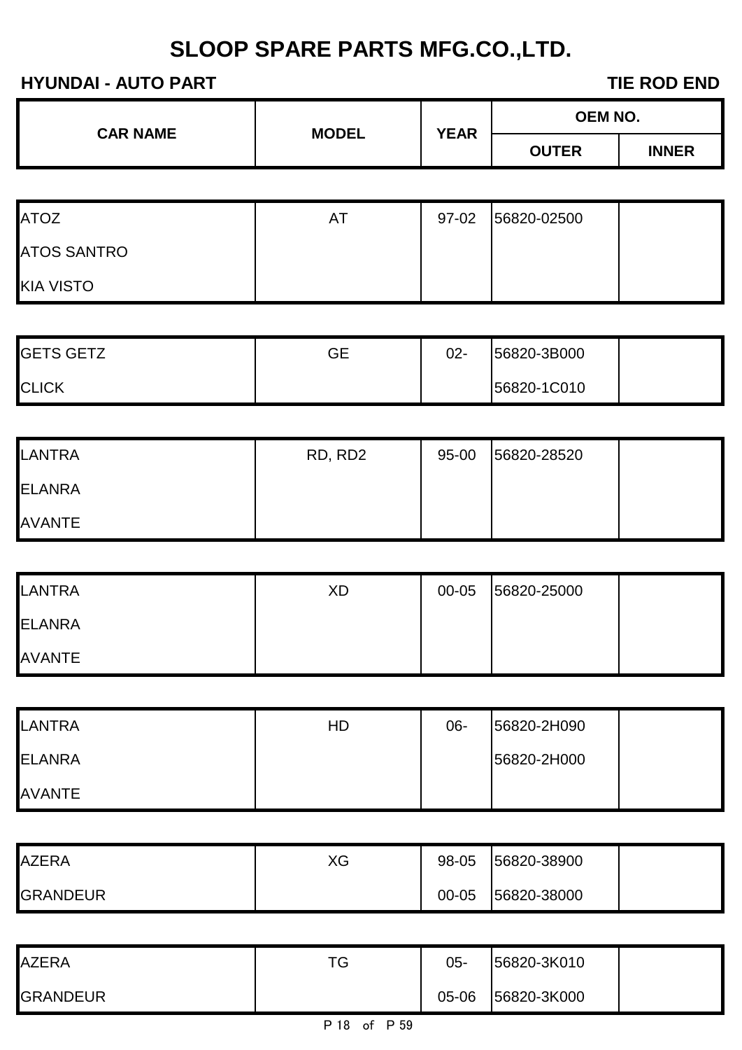# SLOOP SPARE PARTS MFG.CO.,LTD.

**HYUNDAI - AUTO PART**

**TIE ROD END**

| CAR NAME | MODEL | YEAR | OEM NO. | |
|---|---|---|---|---|
| | | | OUTER | INNER |
| ATOZ | AT | 97-02 | 56820-02500 | |
| ATOS SANTRO | | | | |
| KIA VISTO | | | | |
| GETS GETZ | GE | 02- | 56820-3B000 | |
| CLICK | | | 56820-1C010 | |
| LANTRA | RD, RD2 | 95-00 | 56820-28520 | |
| ELANRA | | | | |
| AVANTE | | | | |
| LANTRA | XD | 00-05 | 56820-25000 | |
| ELANRA | | | | |
| AVANTE | | | | |
| LANTRA | HD | 06- | 56820-2H090 | |
| ELANRA | | | 56820-2H000 | |
| AVANTE | | | | |
| AZERA | XG | 98-05 | 56820-38900 | |
| GRANDEUR | | 00-05 | 56820-38000 | |
| AZERA | TG | 05- | 56820-3K010 | |
| GRANDEUR | | 05-06 | 56820-3K000 | |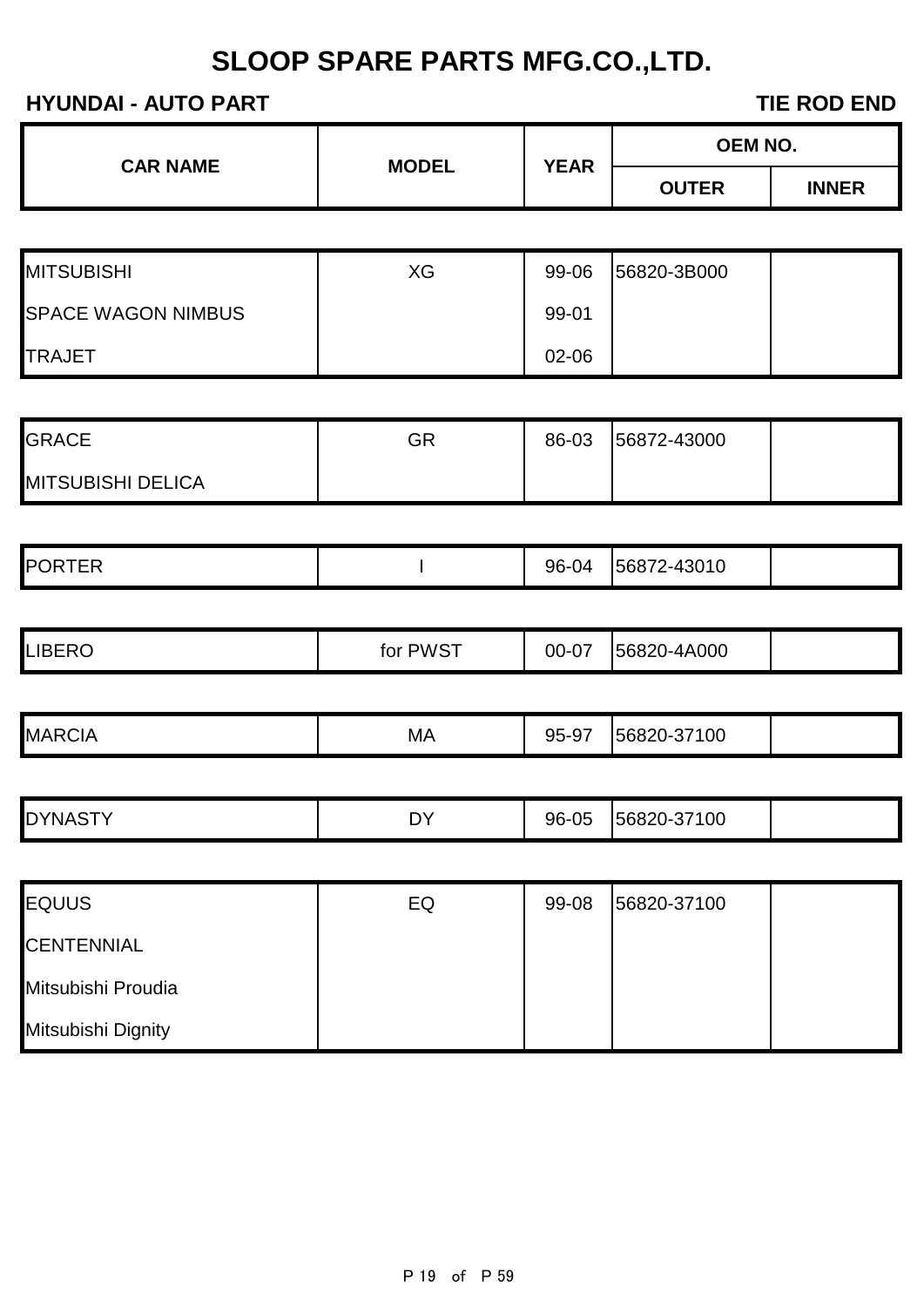# SLOOP SPARE PARTS MFG.CO.,LTD.

**HYUNDAI - AUTO PART**

**TIE ROD END**

| CAR NAME | MODEL | YEAR | OEM NO. | |
|---|---|---|---|---|
| | | | OUTER | INNER |
| MITSUBISHI | XG | 99-06 | 56820-3B000 | |
| SPACE WAGON NIMBUS | | 99-01 | | |
| TRAJET | | 02-06 | | |
| GRACE | GR | 86-03 | 56872-43000 | |
| MITSUBISHI DELICA | | | | |
| PORTER | I | 96-04 | 56872-43010 | |
| LIBERO | for PWST | 00-07 | 56820-4A000 | |
| MARCIA | MA | 95-97 | 56820-37100 | |
| DYNASTY | DY | 96-05 | 56820-37100 | |
| EQUUS | EQ | 99-08 | 56820-37100 | |
| CENTENNIAL | | | | |
| Mitsubishi Proudia | | | | |
| Mitsubishi Dignity | | | | |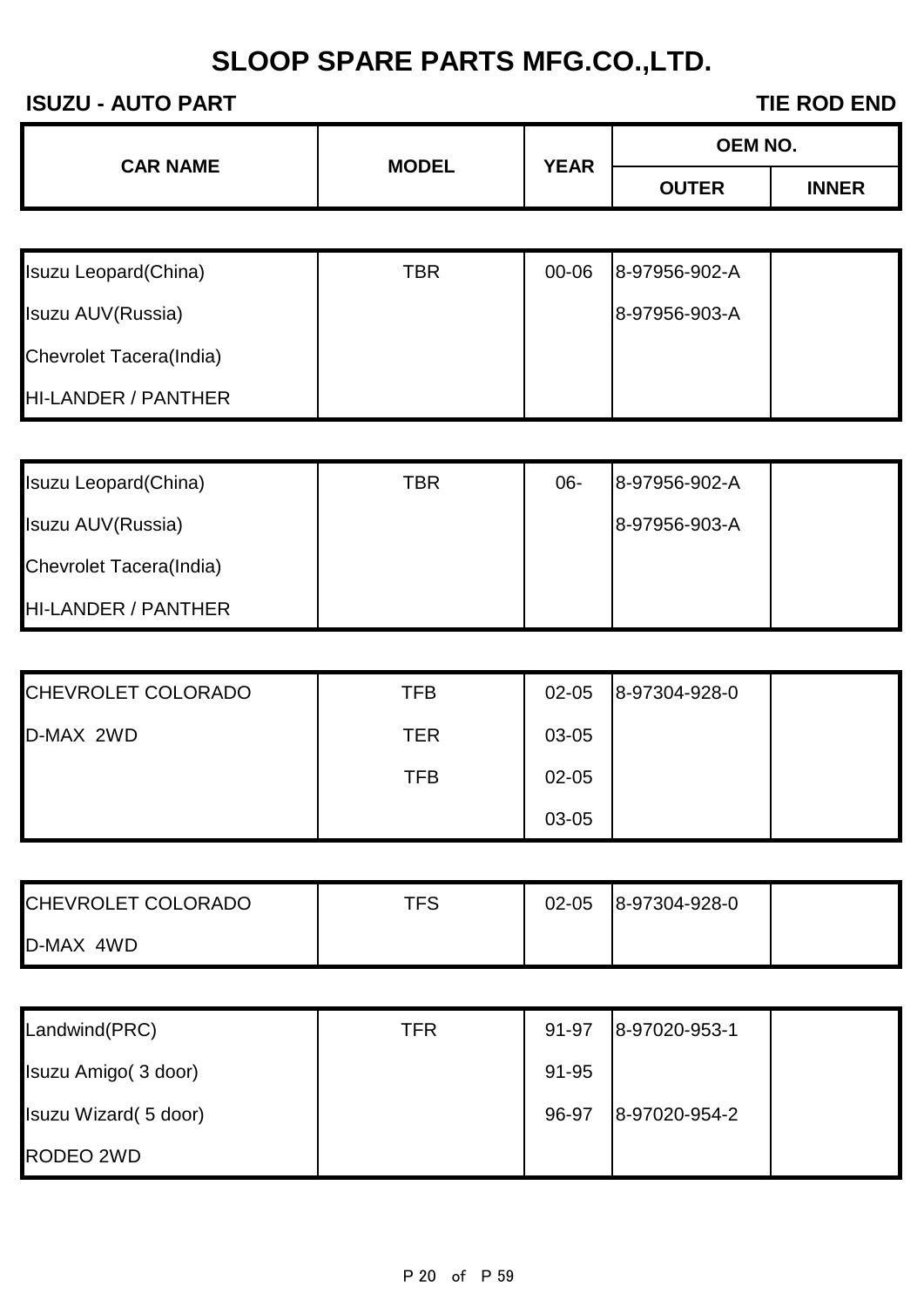# SLOOP SPARE PARTS MFG.CO.,LTD.

**ISUZU - AUTO PART** **TIE ROD END**

| CAR NAME | MODEL | YEAR | OEM NO. | |
|---|---|---|---|---|
| | | | OUTER | INNER |
| Isuzu Leopard(China) | TBR | 00-06 | 8-97956-902-A | |
| Isuzu AUV(Russia) | | | 8-97956-903-A | |
| Chevrolet Tacera(India) | | | | |
| HI-LANDER / PANTHER | | | | |
| Isuzu Leopard(China) | TBR | 06- | 8-97956-902-A | |
| Isuzu AUV(Russia) | | | 8-97956-903-A | |
| Chevrolet Tacera(India) | | | | |
| HI-LANDER / PANTHER | | | | |
| CHEVROLET COLORADO | TFB | 02-05 | 8-97304-928-0 | |
| D-MAX 2WD | TER | 03-05 | | |
| | TFB | 02-05 | | |
| | | 03-05 | | |
| CHEVROLET COLORADO | TFS | 02-05 | 8-97304-928-0 | |
| D-MAX 4WD | | | | |
| Landwind(PRC) | TFR | 91-97 | 8-97020-953-1 | |
| Isuzu Amigo( 3 door) | | 91-95 | | |
| Isuzu Wizard( 5 door) | | 96-97 | 8-97020-954-2 | |
| RODEO 2WD | | | | |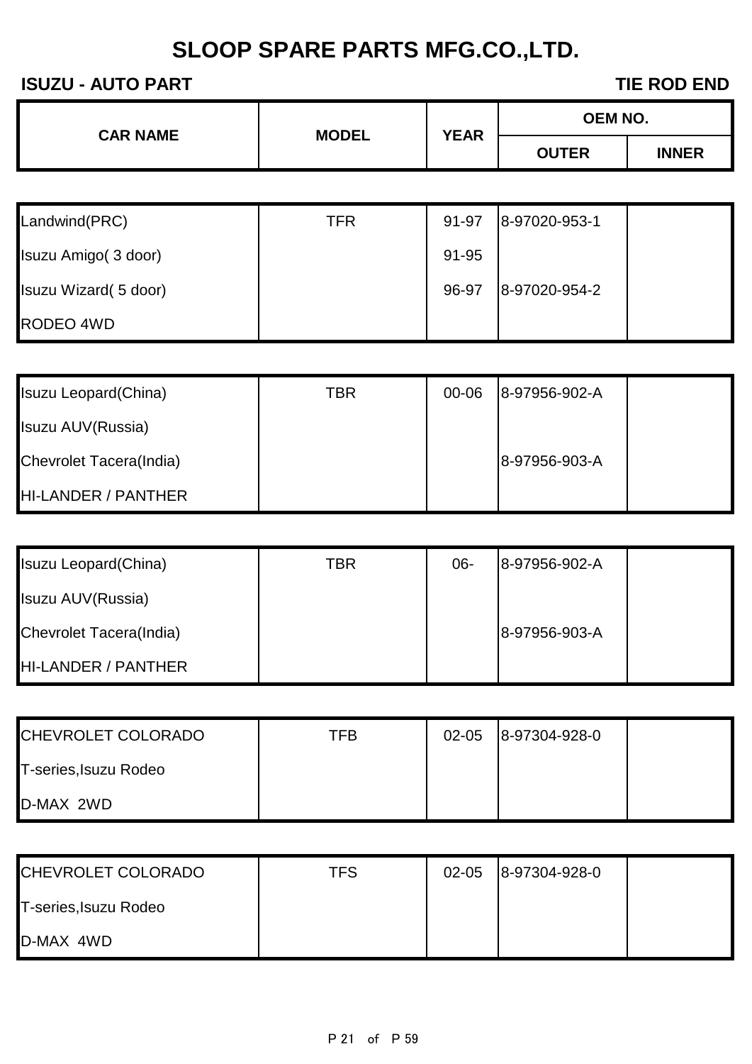# SLOOP SPARE PARTS MFG.CO.,LTD.

**ISUZU - AUTO PART** **TIE ROD END**

| CAR NAME | MODEL | YEAR | OEM NO. | |
|---|---|---|---|---|
| | | | OUTER | INNER |
| Landwind(PRC) | TFR | 91-97 | 8-97020-953-1 | |
| Isuzu Amigo( 3 door) | | 91-95 | | |
| Isuzu Wizard( 5 door) | | 96-97 | 8-97020-954-2 | |
| RODEO 4WD | | | | |
| Isuzu Leopard(China) | TBR | 00-06 | 8-97956-902-A | |
| Isuzu AUV(Russia) | | | | |
| Chevrolet Tacera(India) | | | 8-97956-903-A | |
| HI-LANDER / PANTHER | | | | |
| Isuzu Leopard(China) | TBR | 06- | 8-97956-902-A | |
| Isuzu AUV(Russia) | | | | |
| Chevrolet Tacera(India) | | | 8-97956-903-A | |
| HI-LANDER / PANTHER | | | | |
| CHEVROLET COLORADO | TFB | 02-05 | 8-97304-928-0 | |
| T-series,Isuzu Rodeo | | | | |
| D-MAX 2WD | | | | |
| CHEVROLET COLORADO | TFS | 02-05 | 8-97304-928-0 | |
| T-series,Isuzu Rodeo | | | | |
| D-MAX 4WD | | | | |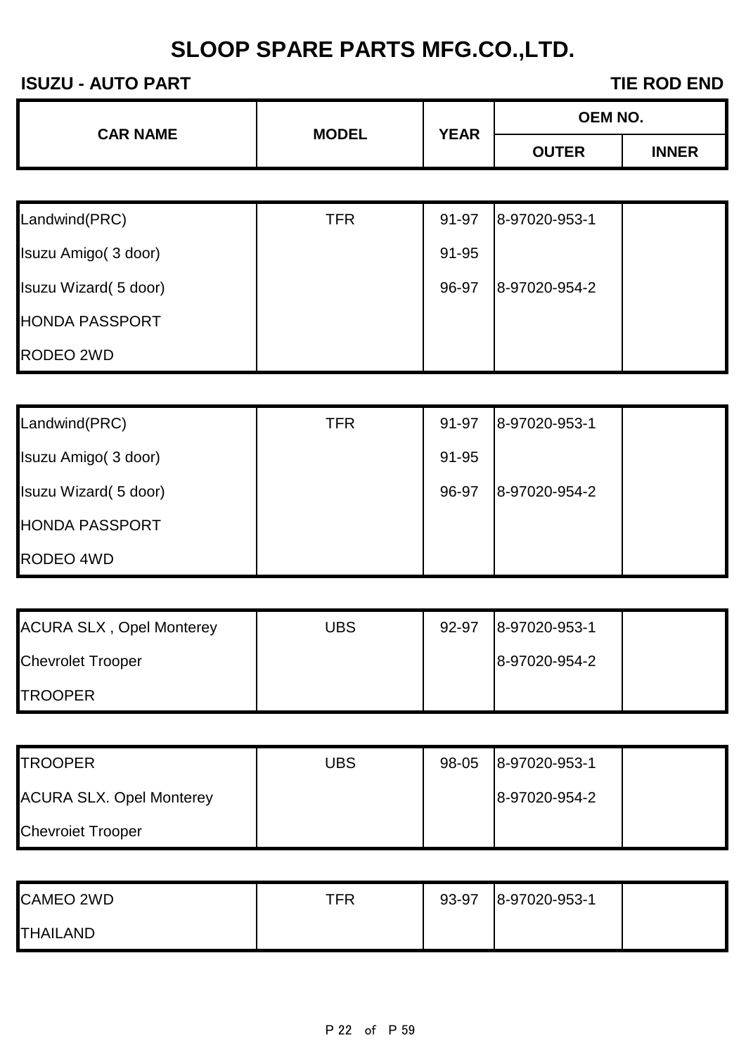# SLOOP SPARE PARTS MFG.CO.,LTD.

**ISUZU - AUTO PART** **TIE ROD END**

| CAR NAME | MODEL | YEAR | OEM NO. | |
|---|---|---|---|---|
| | | | OUTER | INNER |
| Landwind(PRC) | TFR | 91-97 | 8-97020-953-1 | |
| Isuzu Amigo( 3 door) | | 91-95 | | |
| Isuzu Wizard( 5 door) | | 96-97 | 8-97020-954-2 | |
| HONDA PASSPORT | | | | |
| RODEO 2WD | | | | |
| Landwind(PRC) | TFR | 91-97 | 8-97020-953-1 | |
| Isuzu Amigo( 3 door) | | 91-95 | | |
| Isuzu Wizard( 5 door) | | 96-97 | 8-97020-954-2 | |
| HONDA PASSPORT | | | | |
| RODEO 4WD | | | | |
| ACURA SLX , Opel Monterey | UBS | 92-97 | 8-97020-953-1 | |
| Chevrolet Trooper | | | 8-97020-954-2 | |
| TROOPER | | | | |
| TROOPER | UBS | 98-05 | 8-97020-953-1 | |
| ACURA SLX. Opel Monterey | | | 8-97020-954-2 | |
| Chevroiet Trooper | | | | |
| CAMEO 2WD | TFR | 93-97 | 8-97020-953-1 | |
| THAILAND | | | | |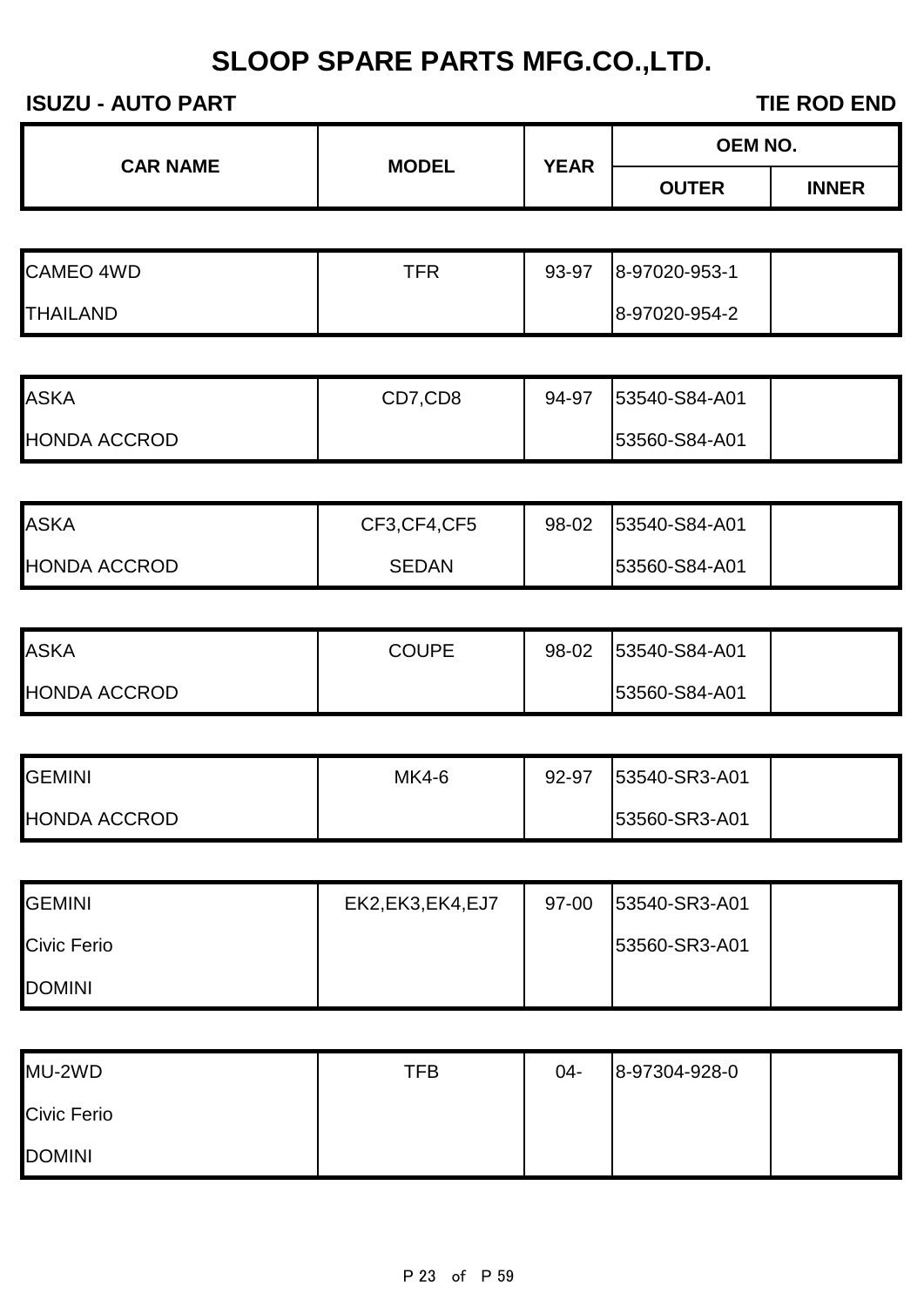# SLOOP SPARE PARTS MFG.CO.,LTD.

**ISUZU - AUTO PART** **TIE ROD END**

| CAR NAME | MODEL | YEAR | OEM NO. | |
|---|---|---|---|---|
| | | | OUTER | INNER |
| CAMEO 4WD | TFR | 93-97 | 8-97020-953-1 | |
| THAILAND | | | 8-97020-954-2 | |
| ASKA | CD7,CD8 | 94-97 | 53540-S84-A01 | |
| HONDA ACCROD | | | 53560-S84-A01 | |
| ASKA | CF3,CF4,CF5 | 98-02 | 53540-S84-A01 | |
| HONDA ACCROD | SEDAN | | 53560-S84-A01 | |
| ASKA | COUPE | 98-02 | 53540-S84-A01 | |
| HONDA ACCROD | | | 53560-S84-A01 | |
| GEMINI | MK4-6 | 92-97 | 53540-SR3-A01 | |
| HONDA ACCROD | | | 53560-SR3-A01 | |
| GEMINI | EK2,EK3,EK4,EJ7 | 97-00 | 53540-SR3-A01 | |
| Civic Ferio | | | 53560-SR3-A01 | |
| DOMINI | | | | |
| MU-2WD | TFB | 04- | 8-97304-928-0 | |
| Civic Ferio | | | | |
| DOMINI | | | | |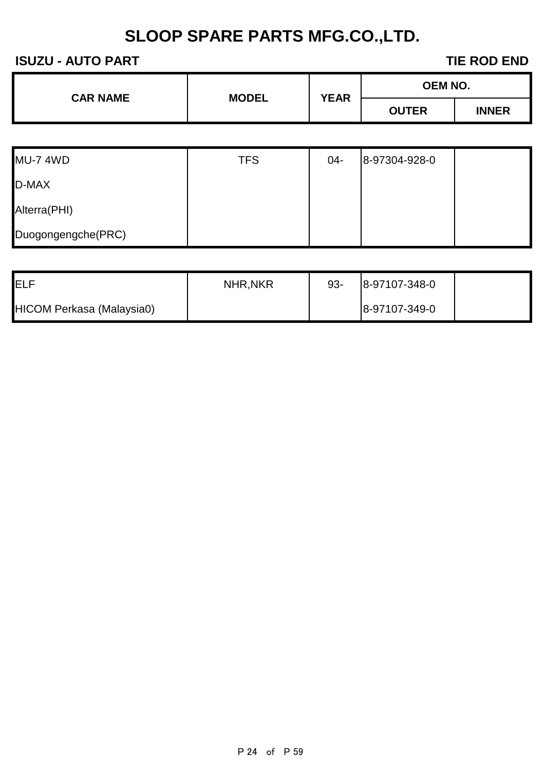# SLOOP SPARE PARTS MFG.CO.,LTD.

**ISUZU - AUTO PART** **TIE ROD END**

| CAR NAME | MODEL | YEAR | OEM NO. | |
|---|---|---|---|---|
| | | | OUTER | INNER |
| MU-7 4WD | TFS | 04- | 8-97304-928-0 | |
| D-MAX | | | | |
| Alterra(PHI) | | | | |
| Duogongengche(PRC) | | | | |
| ELF | NHR,NKR | 93- | 8-97107-348-0 | |
| HICOM Perkasa (Malaysia0) | | | 8-97107-349-0 | |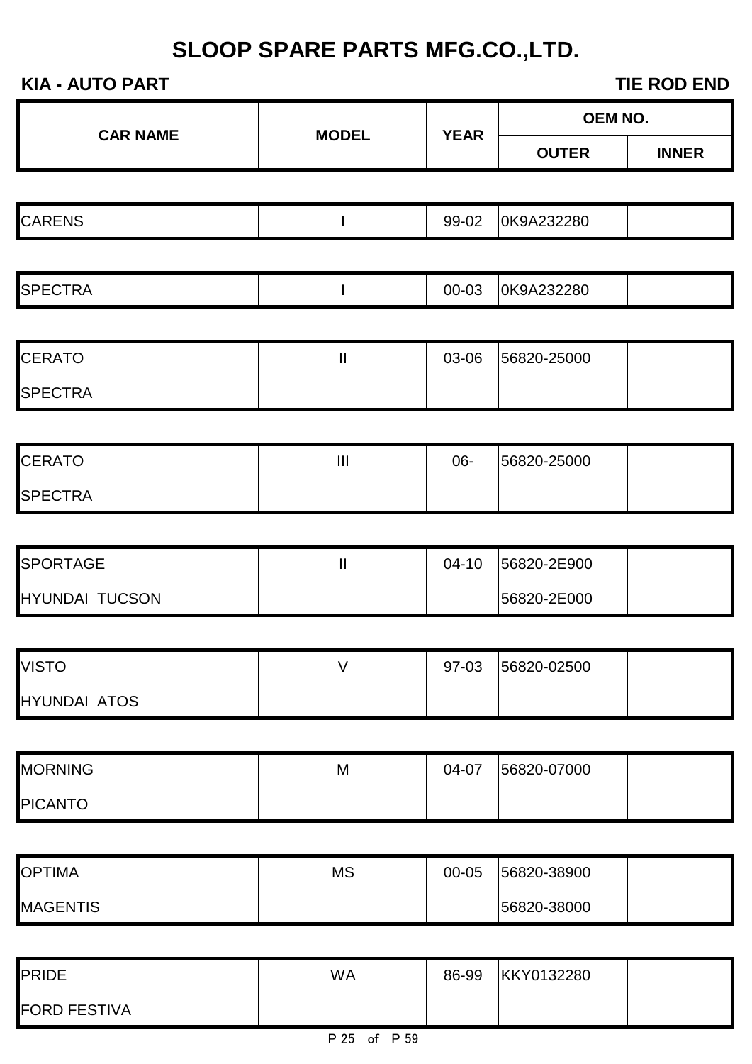# SLOOP SPARE PARTS MFG.CO.,LTD.

**KIA - AUTO PART** **TIE ROD END**

| CAR NAME | MODEL | YEAR | OEM NO. | |
|---|---|---|---|---|
| | | | OUTER | INNER |
| CARENS | I | 99-02 | 0K9A232280 | |
| SPECTRA | I | 00-03 | 0K9A232280 | |
| CERATO | II | 03-06 | 56820-25000 | |
| SPECTRA | | | | |
| CERATO | III | 06- | 56820-25000 | |
| SPECTRA | | | | |
| SPORTAGE | II | 04-10 | 56820-2E900 | |
| HYUNDAI TUCSON | | | 56820-2E000 | |
| VISTO | V | 97-03 | 56820-02500 | |
| HYUNDAI ATOS | | | | |
| MORNING | M | 04-07 | 56820-07000 | |
| PICANTO | | | | |
| OPTIMA | MS | 00-05 | 56820-38900 | |
| MAGENTIS | | | 56820-38000 | |
| PRIDE | WA | 86-99 | KKY0132280 | |
| FORD FESTIVA | | | | |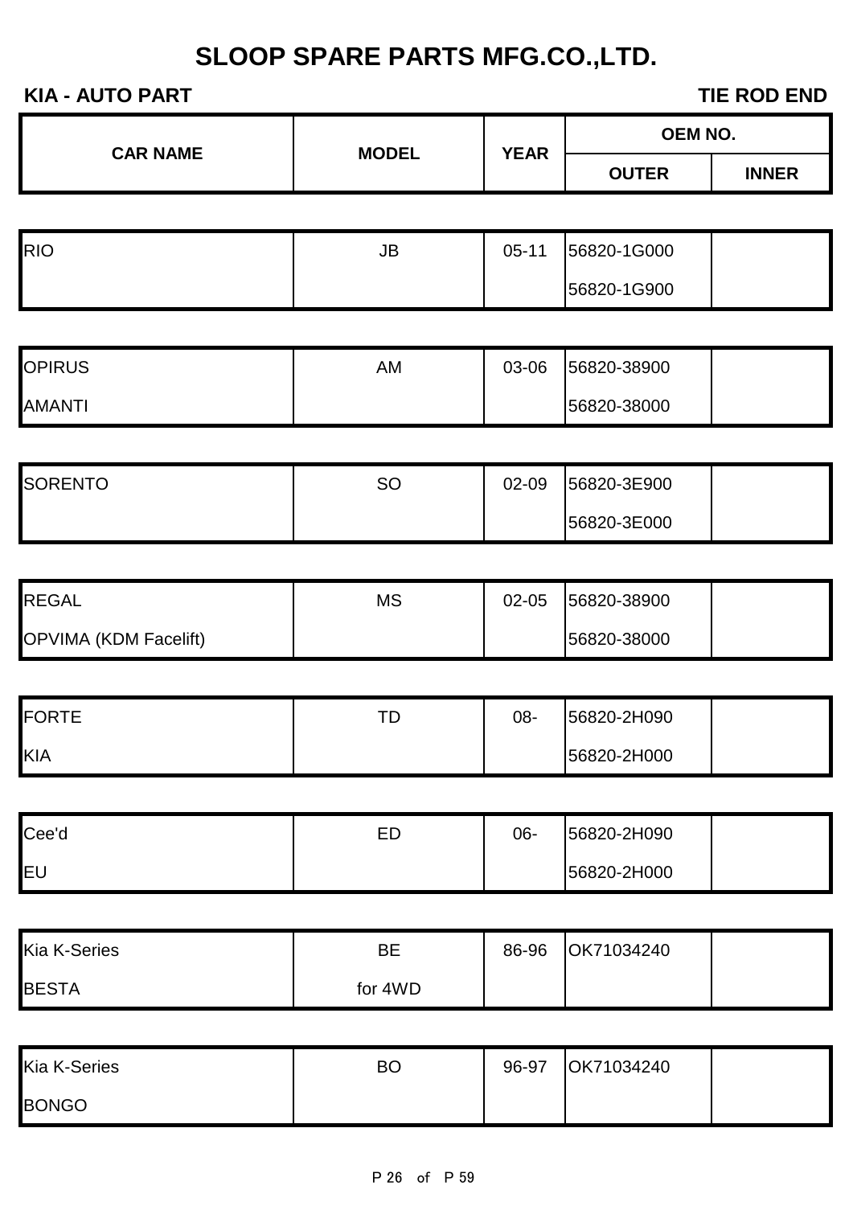# SLOOP SPARE PARTS MFG.CO.,LTD.

**KIA - AUTO PART** **TIE ROD END**

| CAR NAME | MODEL | YEAR | OEM NO. | |
|---|---|---|---|---|
| | | | OUTER | INNER |
| RIO | JB | 05-11 | 56820-1G000 | |
| | | | 56820-1G900 | |
| OPIRUS | AM | 03-06 | 56820-38900 | |
| AMANTI | | | 56820-38000 | |
| SORENTO | SO | 02-09 | 56820-3E900 | |
| | | | 56820-3E000 | |
| REGAL | MS | 02-05 | 56820-38900 | |
| OPVIMA (KDM Facelift) | | | 56820-38000 | |
| FORTE | TD | 08- | 56820-2H090 | |
| KIA | | | 56820-2H000 | |
| Cee'd | ED | 06- | 56820-2H090 | |
| EU | | | 56820-2H000 | |
| Kia K-Series | BE | 86-96 | OK71034240 | |
| BESTA | for 4WD | | | |
| Kia K-Series | BO | 96-97 | OK71034240 | |
| BONGO | | | | |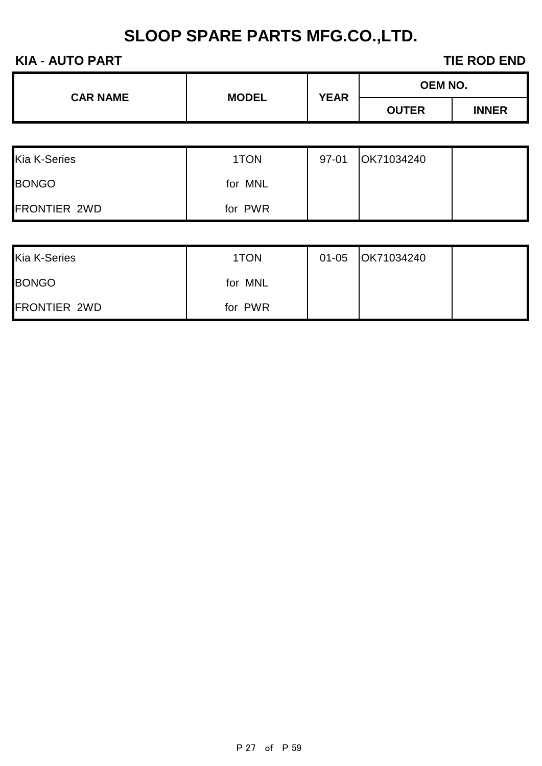# SLOOP SPARE PARTS MFG.CO.,LTD.

**KIA - AUTO PART** **TIE ROD END**

| CAR NAME | MODEL | YEAR | OEM NO. | |
|---|---|---|---|---|
| | | | OUTER | INNER |
| Kia K-Series | 1TON | 97-01 | OK71034240 | |
| BONGO | for MNL | | | |
| FRONTIER 2WD | for PWR | | | |
| Kia K-Series | 1TON | 01-05 | OK71034240 | |
| BONGO | for MNL | | | |
| FRONTIER 2WD | for PWR | | | |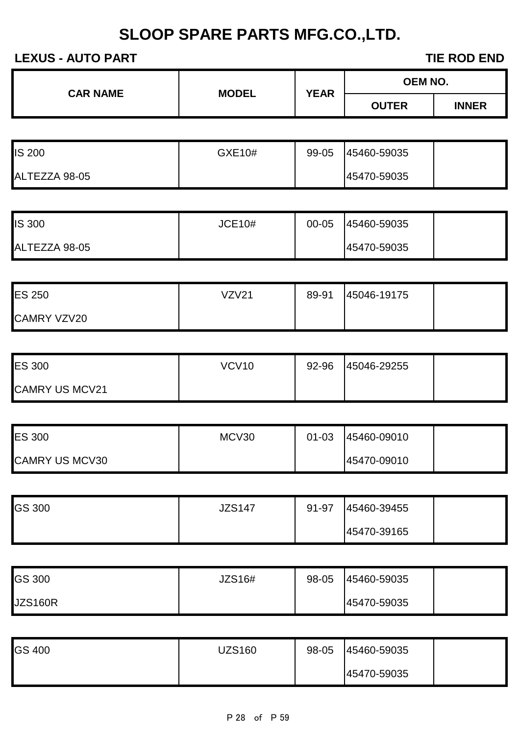# SLOOP SPARE PARTS MFG.CO.,LTD.

**LEXUS - AUTO PART** **TIE ROD END**

| CAR NAME | MODEL | YEAR | OEM NO. | |
|---|---|---|---|---|
| | | | OUTER | INNER |
| IS 200 | GXE10# | 99-05 | 45460-59035 | |
| ALTEZZA 98-05 | | | 45470-59035 | |
| IS 300 | JCE10# | 00-05 | 45460-59035 | |
| ALTEZZA 98-05 | | | 45470-59035 | |
| ES 250 | VZV21 | 89-91 | 45046-19175 | |
| CAMRY VZV20 | | | | |
| ES 300 | VCV10 | 92-96 | 45046-29255 | |
| CAMRY US MCV21 | | | | |
| ES 300 | MCV30 | 01-03 | 45460-09010 | |
| CAMRY US MCV30 | | | 45470-09010 | |
| GS 300 | JZS147 | 91-97 | 45460-39455 | |
| | | | 45470-39165 | |
| GS 300 | JZS16# | 98-05 | 45460-59035 | |
| JZS160R | | | 45470-59035 | |
| GS 400 | UZS160 | 98-05 | 45460-59035 | |
| | | | 45470-59035 | |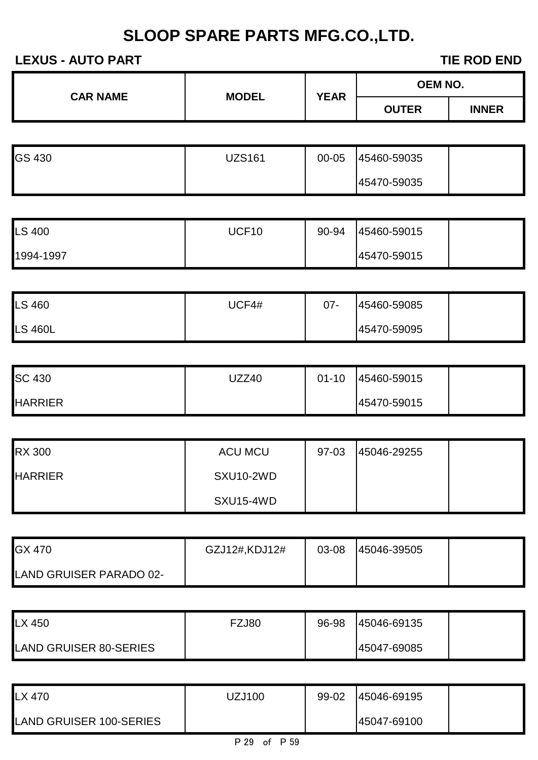# SLOOP SPARE PARTS MFG.CO.,LTD.

**LEXUS - AUTO PART** | **TIE ROD END**

| CAR NAME | MODEL | YEAR | OEM NO. | |
|---|---|---|---|---|
| | | | OUTER | INNER |
| GS 430 | UZS161 | 00-05 | 45460-59035 | |
| | | | 45470-59035 | |
| LS 400 | UCF10 | 90-94 | 45460-59015 | |
| 1994-1997 | | | 45470-59015 | |
| LS 460 | UCF4# | 07- | 45460-59085 | |
| LS 460L | | | 45470-59095 | |
| SC 430 | UZZ40 | 01-10 | 45460-59015 | |
| HARRIER | | | 45470-59015 | |
| RX 300 | ACU MCU | 97-03 | 45046-29255 | |
| HARRIER | SXU10-2WD | | | |
| | SXU15-4WD | | | |
| GX 470 | GZJ12#,KDJ12# | 03-08 | 45046-39505 | |
| LAND GRUISER PARADO 02- | | | | |
| LX 450 | FZJ80 | 96-98 | 45046-69135 | |
| LAND GRUISER 80-SERIES | | | 45047-69085 | |
| LX 470 | UZJ100 | 99-02 | 45046-69195 | |
| LAND GRUISER 100-SERIES | | | 45047-69100 | |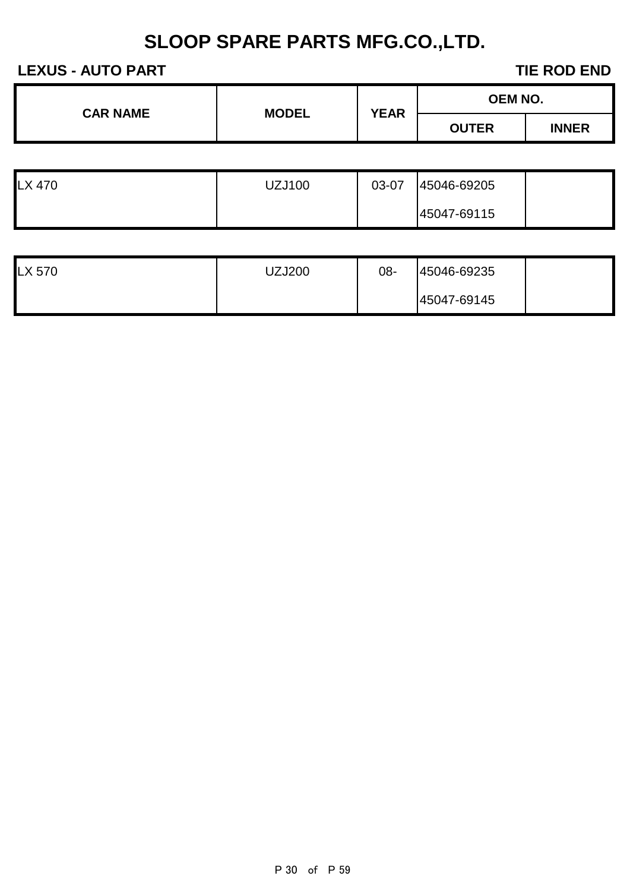# SLOOP SPARE PARTS MFG.CO.,LTD.

**LEXUS - AUTO PART** **TIE ROD END**

| CAR NAME | MODEL | YEAR | OEM NO. | |
|---|---|---|---|---|
| | | | OUTER | INNER |
| LX 470 | UZJ100 | 03-07 | 45046-69205 | |
| | | | 45047-69115 | |
| LX 570 | UZJ200 | 08- | 45046-69235 | |
| | | | 45047-69145 | |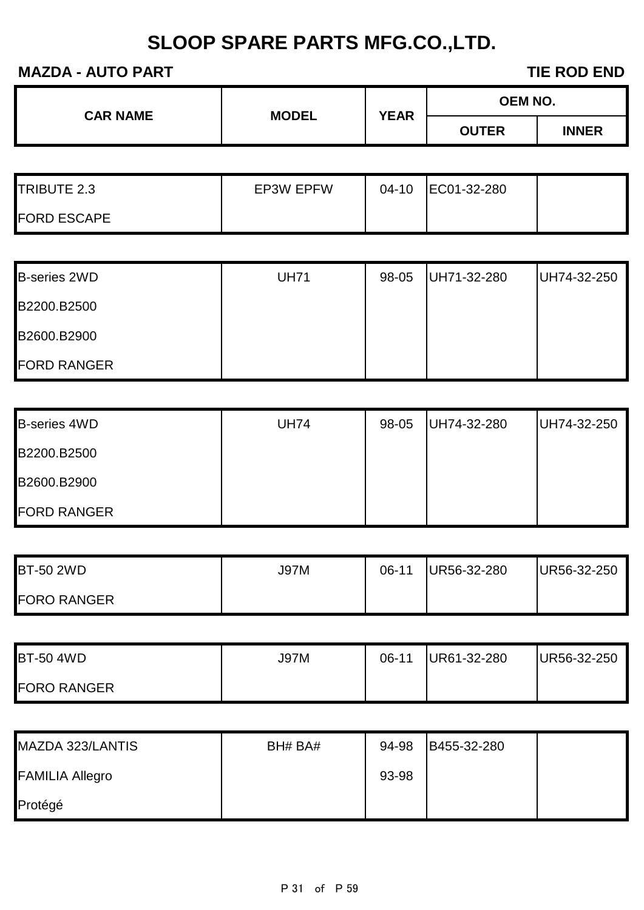# SLOOP SPARE PARTS MFG.CO.,LTD.

**MAZDA - AUTO PART** **TIE ROD END**

| CAR NAME | MODEL | YEAR | OEM NO. | |
|---|---|---|---|---|
| | | | OUTER | INNER |
| TRIBUTE 2.3 | EP3W EPFW | 04-10 | EC01-32-280 | |
| FORD ESCAPE | | | | |
| B-series 2WD | UH71 | 98-05 | UH71-32-280 | UH74-32-250 |
| B2200.B2500 | | | | |
| B2600.B2900 | | | | |
| FORD RANGER | | | | |
| B-series 4WD | UH74 | 98-05 | UH74-32-280 | UH74-32-250 |
| B2200.B2500 | | | | |
| B2600.B2900 | | | | |
| FORD RANGER | | | | |
| BT-50 2WD | J97M | 06-11 | UR56-32-280 | UR56-32-250 |
| FORO RANGER | | | | |
| BT-50 4WD | J97M | 06-11 | UR61-32-280 | UR56-32-250 |
| FORO RANGER | | | | |
| MAZDA 323/LANTIS | BH# BA# | 94-98 | B455-32-280 | |
| FAMILIA Allegro | | 93-98 | | |
| Protégé | | | | |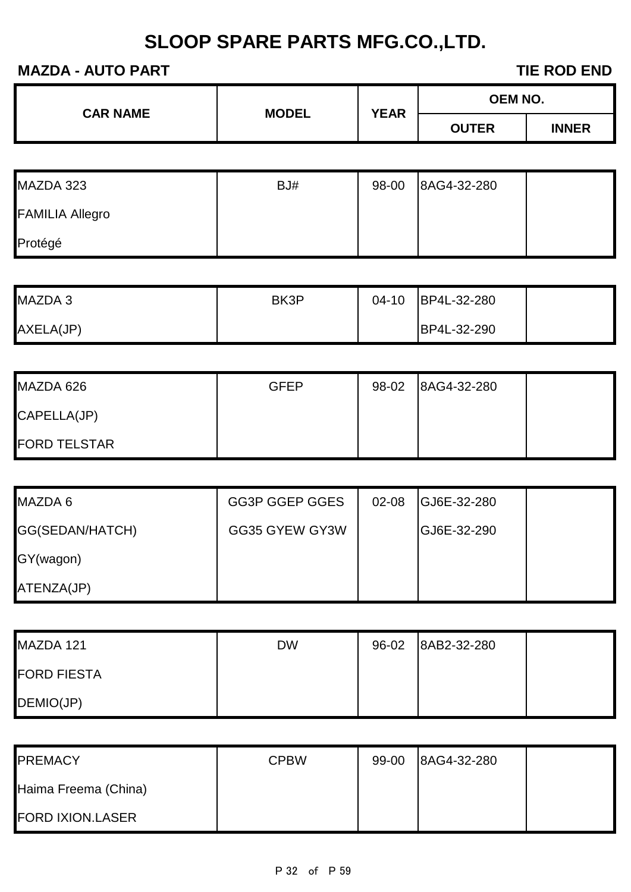# SLOOP SPARE PARTS MFG.CO.,LTD.

**MAZDA - AUTO PART** **TIE ROD END**

| CAR NAME | MODEL | YEAR | OEM NO. | |
|---|---|---|---|---|
| | | | OUTER | INNER |
| MAZDA 323 | BJ# | 98-00 | 8AG4-32-280 | |
| FAMILIA Allegro | | | | |
| Protégé | | | | |
| MAZDA 3 | BK3P | 04-10 | BP4L-32-280 | |
| AXELA(JP) | | | BP4L-32-290 | |
| MAZDA 626 | GFEP | 98-02 | 8AG4-32-280 | |
| CAPELLA(JP) | | | | |
| FORD TELSTAR | | | | |
| MAZDA 6 | GG3P GGEP GGES | 02-08 | GJ6E-32-280 | |
| GG(SEDAN/HATCH) | GG35 GYEW GY3W | | GJ6E-32-290 | |
| GY(wagon) | | | | |
| ATENZA(JP) | | | | |
| MAZDA 121 | DW | 96-02 | 8AB2-32-280 | |
| FORD FIESTA | | | | |
| DEMIO(JP) | | | | |
| PREMACY | CPBW | 99-00 | 8AG4-32-280 | |
| Haima Freema (China) | | | | |
| FORD IXION.LASER | | | | |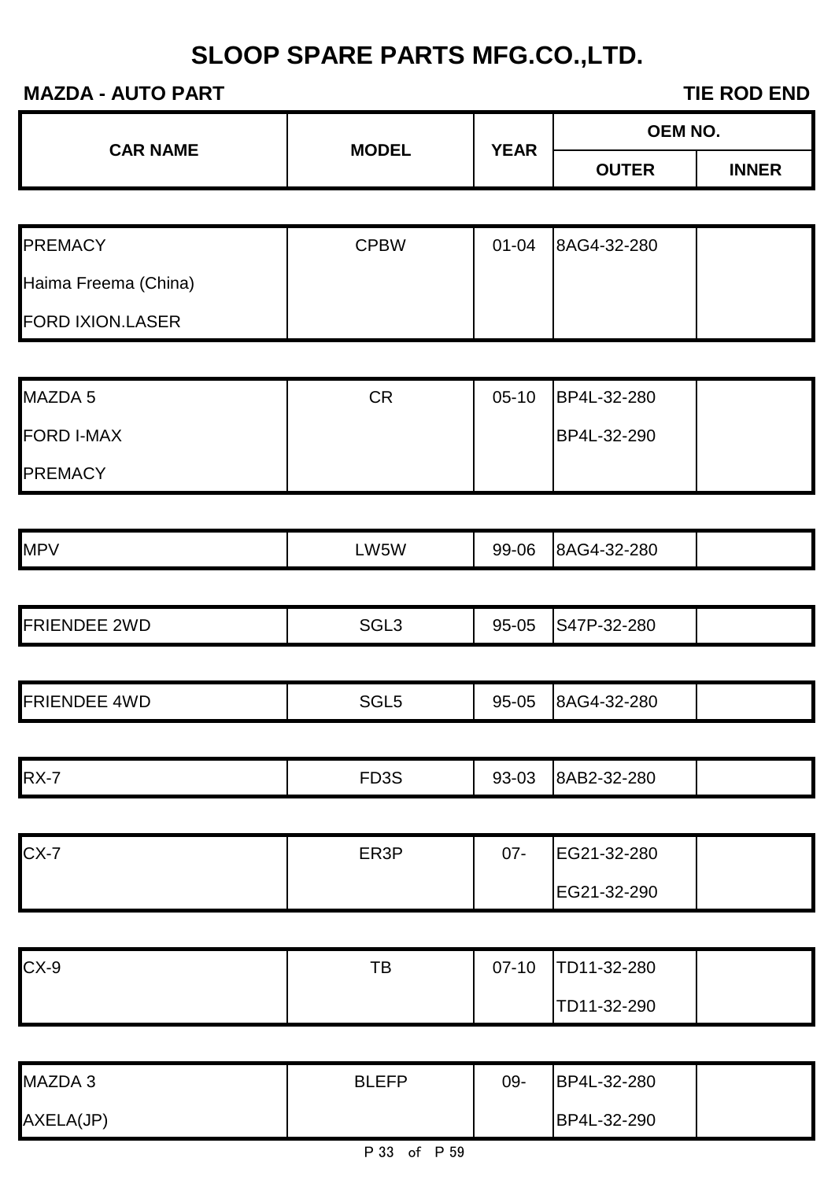# SLOOP SPARE PARTS MFG.CO.,LTD.

**MAZDA - AUTO PART** **TIE ROD END**

| CAR NAME | MODEL | YEAR | OEM NO. | |
|---|---|---|---|---|
| | | | OUTER | INNER |
| PREMACY | CPBW | 01-04 | 8AG4-32-280 | |
| Haima Freema (China) | | | | |
| FORD IXION.LASER | | | | |
| MAZDA 5 | CR | 05-10 | BP4L-32-280 | |
| FORD I-MAX | | | BP4L-32-290 | |
| PREMACY | | | | |
| MPV | LW5W | 99-06 | 8AG4-32-280 | |
| FRIENDEE 2WD | SGL3 | 95-05 | S47P-32-280 | |
| FRIENDEE 4WD | SGL5 | 95-05 | 8AG4-32-280 | |
| RX-7 | FD3S | 93-03 | 8AB2-32-280 | |
| CX-7 | ER3P | 07- | EG21-32-280 | |
| | | | EG21-32-290 | |
| CX-9 | TB | 07-10 | TD11-32-280 | |
| | | | TD11-32-290 | |
| MAZDA 3 | BLEFP | 09- | BP4L-32-280 | |
| AXELA(JP) | | | BP4L-32-290 | |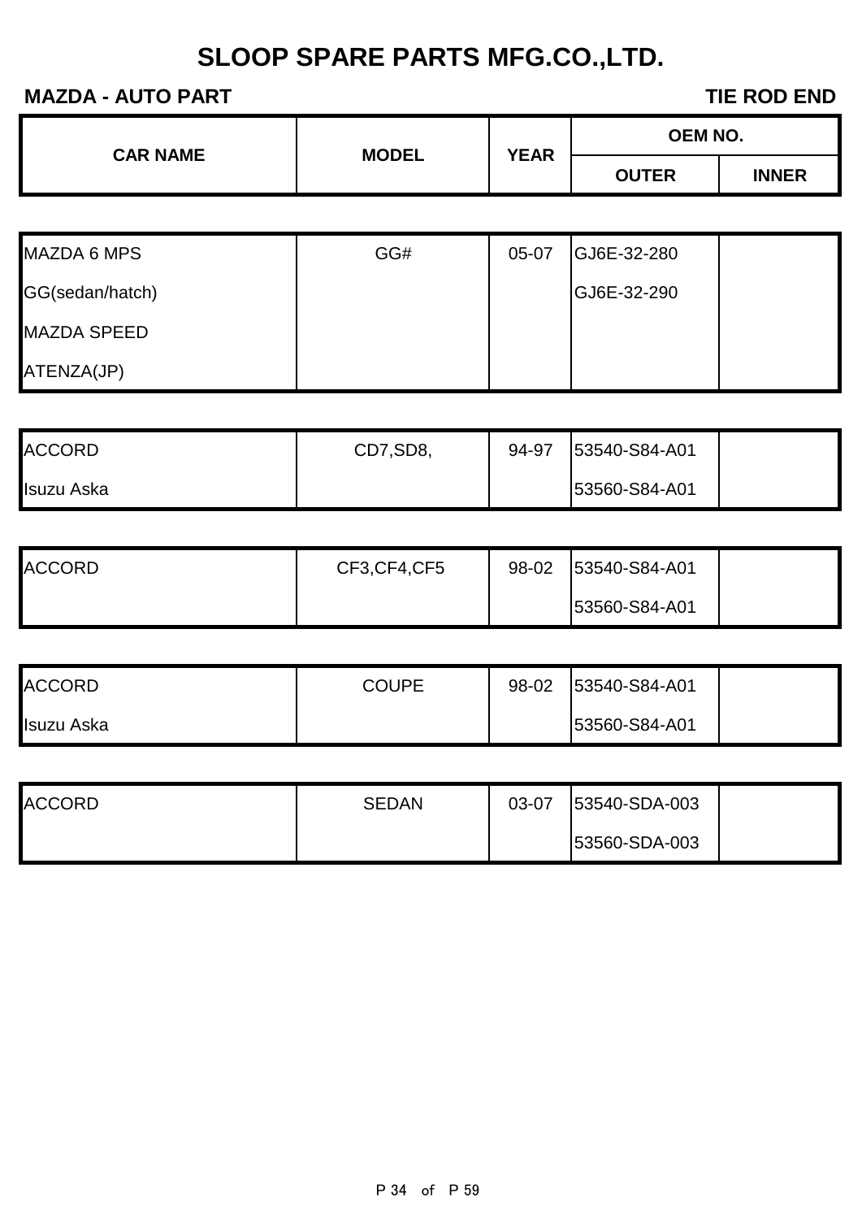# SLOOP SPARE PARTS MFG.CO.,LTD.

**MAZDA - AUTO PART** **TIE ROD END**

| CAR NAME | MODEL | YEAR | OEM NO. | |
|---|---|---|---|---|
| | | | OUTER | INNER |
| MAZDA 6 MPS | GG# | 05-07 | GJ6E-32-280 | |
| GG(sedan/hatch) | | | GJ6E-32-290 | |
| MAZDA SPEED | | | | |
| ATENZA(JP) | | | | |
| ACCORD | CD7,SD8, | 94-97 | 53540-S84-A01 | |
| Isuzu Aska | | | 53560-S84-A01 | |
| ACCORD | CF3,CF4,CF5 | 98-02 | 53540-S84-A01 | |
| | | | 53560-S84-A01 | |
| ACCORD | COUPE | 98-02 | 53540-S84-A01 | |
| Isuzu Aska | | | 53560-S84-A01 | |
| ACCORD | SEDAN | 03-07 | 53540-SDA-003 | |
| | | | 53560-SDA-003 | |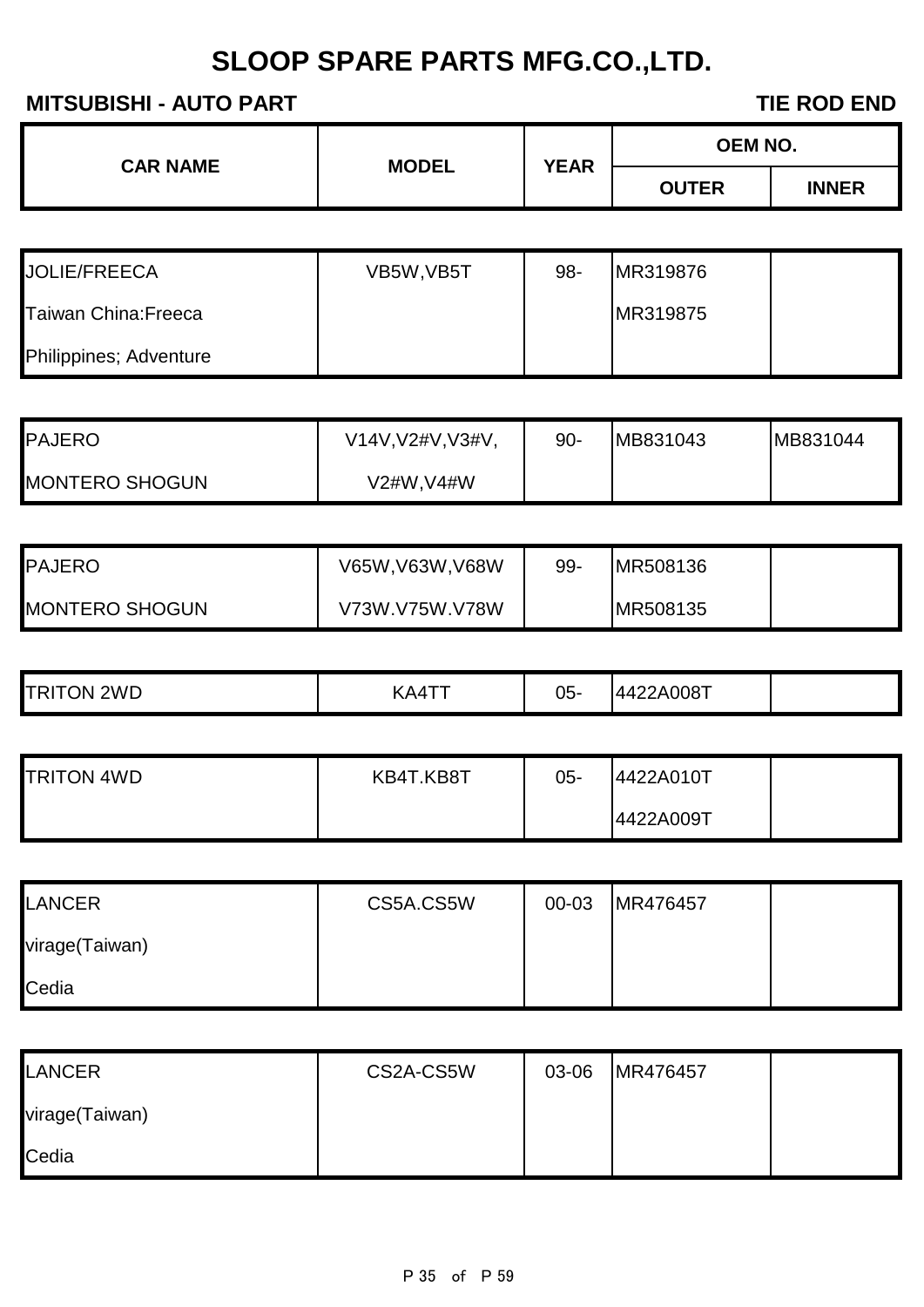# SLOOP SPARE PARTS MFG.CO.,LTD.

**MITSUBISHI - AUTO PART** **TIE ROD END**

| CAR NAME | MODEL | YEAR | OEM NO. | |
|---|---|---|---|---|
| | | | OUTER | INNER |
| JOLIE/FREECA | VB5W,VB5T | 98- | MR319876 | |
| Taiwan China:Freeca | | | MR319875 | |
| Philippines; Adventure | | | | |
| PAJERO | V14V,V2#V,V3#V, | 90- | MB831043 | MB831044 |
| MONTERO SHOGUN | V2#W,V4#W | | | |
| PAJERO | V65W,V63W,V68W | 99- | MR508136 | |
| MONTERO SHOGUN | V73W.V75W.V78W | | MR508135 | |
| TRITON 2WD | KA4TT | 05- | 4422A008T | |
| TRITON 4WD | KB4T.KB8T | 05- | 4422A010T | |
| | | | 4422A009T | |
| LANCER | CS5A.CS5W | 00-03 | MR476457 | |
| virage(Taiwan) | | | | |
| Cedia | | | | |
| LANCER | CS2A-CS5W | 03-06 | MR476457 | |
| virage(Taiwan) | | | | |
| Cedia | | | | |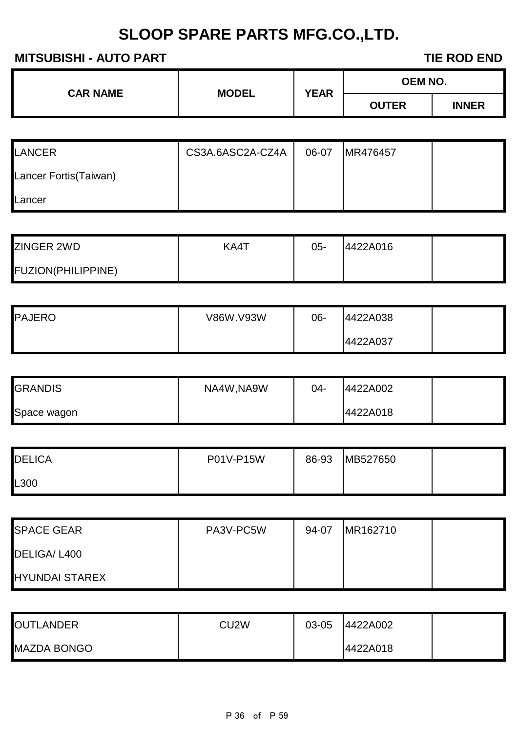# SLOOP SPARE PARTS MFG.CO.,LTD.

**MITSUBISHI - AUTO PART** | **TIE ROD END**

| CAR NAME | MODEL | YEAR | OEM NO. | |
|---|---|---|---|---|
| | | | OUTER | INNER |
| LANCER | CS3A.6ASC2A-CZ4A | 06-07 | MR476457 | |
| Lancer Fortis(Taiwan) | | | | |
| Lancer | | | | |
| ZINGER 2WD | KA4T | 05- | 4422A016 | |
| FUZION(PHILIPPINE) | | | | |
| PAJERO | V86W.V93W | 06- | 4422A038 | |
| | | | 4422A037 | |
| GRANDIS | NA4W,NA9W | 04- | 4422A002 | |
| Space wagon | | | 4422A018 | |
| DELICA | P01V-P15W | 86-93 | MB527650 | |
| L300 | | | | |
| SPACE GEAR | PA3V-PC5W | 94-07 | MR162710 | |
| DELIGA/ L400 | | | | |
| HYUNDAI STAREX | | | | |
| OUTLANDER | CU2W | 03-05 | 4422A002 | |
| MAZDA BONGO | | | 4422A018 | |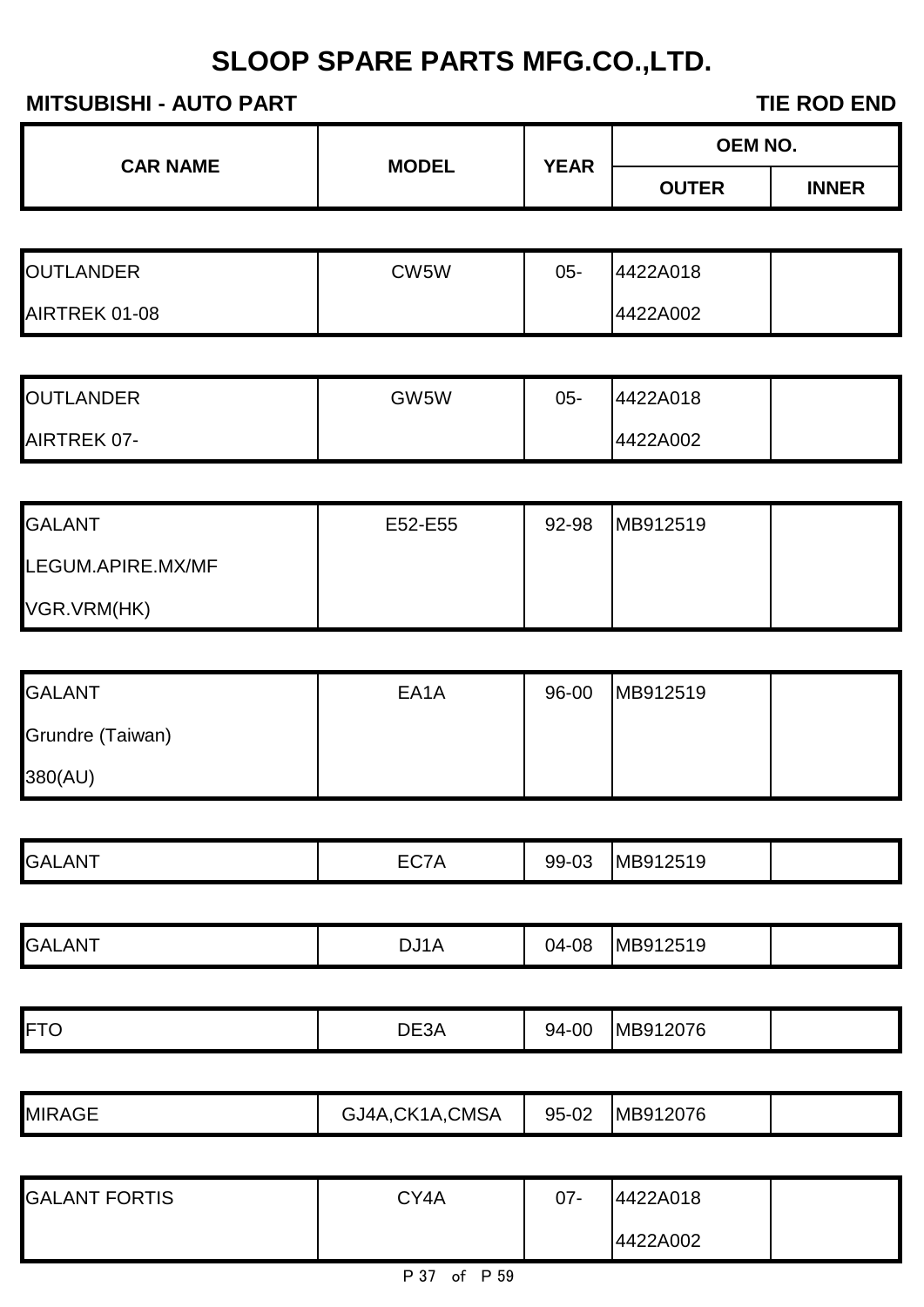# SLOOP SPARE PARTS MFG.CO.,LTD.

**MITSUBISHI - AUTO PART** **TIE ROD END**

| CAR NAME | MODEL | YEAR | OEM NO. | |
|---|---|---|---|---|
| | | | OUTER | INNER |
| OUTLANDER | CW5W | 05- | 4422A018 | |
| AIRTREK 01-08 | | | 4422A002 | |
| OUTLANDER | GW5W | 05- | 4422A018 | |
| AIRTREK 07- | | | 4422A002 | |
| GALANT | E52-E55 | 92-98 | MB912519 | |
| LEGUM.APIRE.MX/MF | | | | |
| VGR.VRM(HK) | | | | |
| GALANT | EA1A | 96-00 | MB912519 | |
| Grundre (Taiwan) | | | | |
| 380(AU) | | | | |
| GALANT | EC7A | 99-03 | MB912519 | |
| GALANT | DJ1A | 04-08 | MB912519 | |
| FTO | DE3A | 94-00 | MB912076 | |
| MIRAGE | GJ4A,CK1A,CMSA | 95-02 | MB912076 | |
| GALANT FORTIS | CY4A | 07- | 4422A018 | |
| | | | 4422A002 | |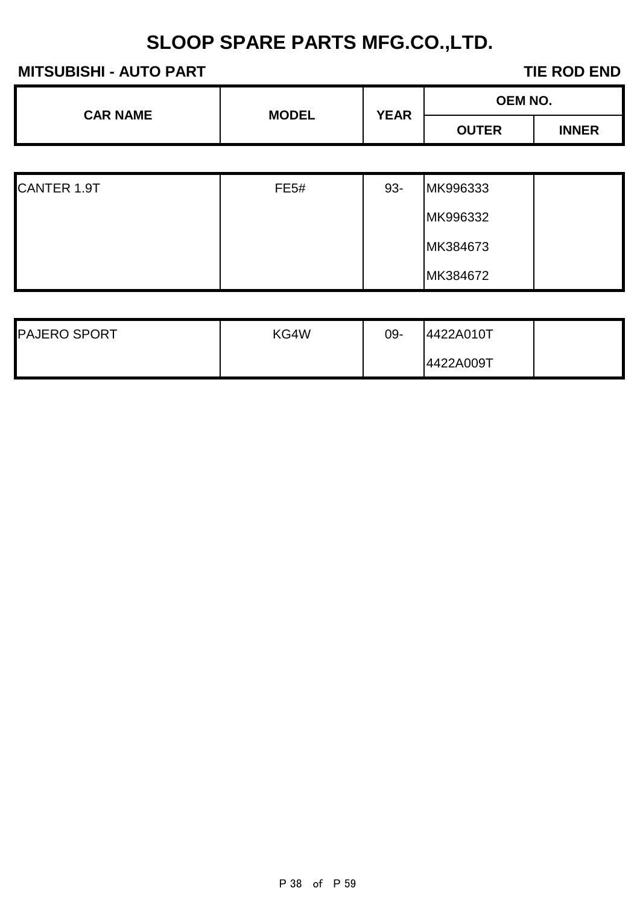# SLOOP SPARE PARTS MFG.CO.,LTD.

**MITSUBISHI - AUTO PART** **TIE ROD END**

| CAR NAME | MODEL | YEAR | OEM NO. | |
|---|---|---|---|---|
| | | | OUTER | INNER |
| CANTER 1.9T | FE5# | 93- | MK996333 | |
| | | | MK996332 | |
| | | | MK384673 | |
| | | | MK384672 | |
| PAJERO SPORT | KG4W | 09- | 4422A010T | |
| | | | 4422A009T | |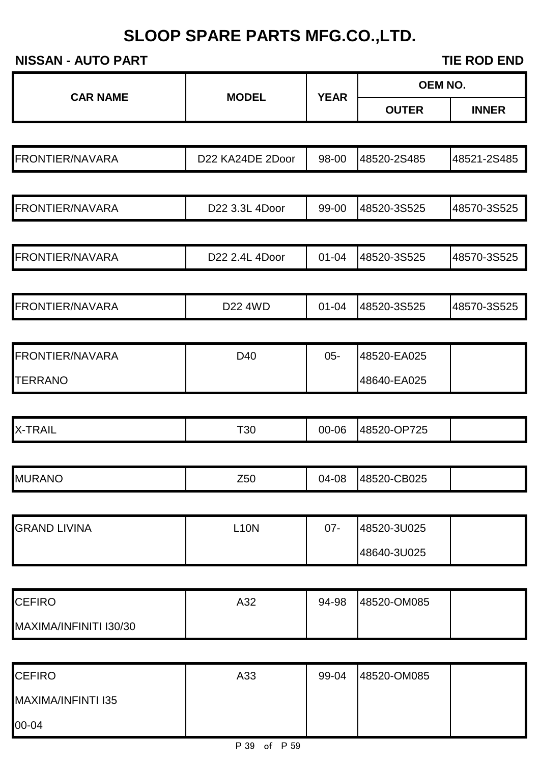# SLOOP SPARE PARTS MFG.CO.,LTD.

**NISSAN - AUTO PART** **TIE ROD END**

| CAR NAME | MODEL | YEAR | OEM NO. | |
|---|---|---|---|---|
| | | | OUTER | INNER |
| FRONTIER/NAVARA | D22 KA24DE 2Door | 98-00 | 48520-2S485 | 48521-2S485 |
| FRONTIER/NAVARA | D22 3.3L 4Door | 99-00 | 48520-3S525 | 48570-3S525 |
| FRONTIER/NAVARA | D22 2.4L 4Door | 01-04 | 48520-3S525 | 48570-3S525 |
| FRONTIER/NAVARA | D22 4WD | 01-04 | 48520-3S525 | 48570-3S525 |
| FRONTIER/NAVARA<br>TERRANO | D40 | 05- | 48520-EA025<br>48640-EA025 | |
| X-TRAIL | T30 | 00-06 | 48520-OP725 | |
| MURANO | Z50 | 04-08 | 48520-CB025 | |
| GRAND LIVINA | L10N | 07- | 48520-3U025<br>48640-3U025 | |
| CEFIRO<br>MAXIMA/INFINITI I30/30 | A32 | 94-98 | 48520-OM085 | |
| CEFIRO<br>MAXIMA/INFINTI I35<br>00-04 | A33 | 99-04 | 48520-OM085 | |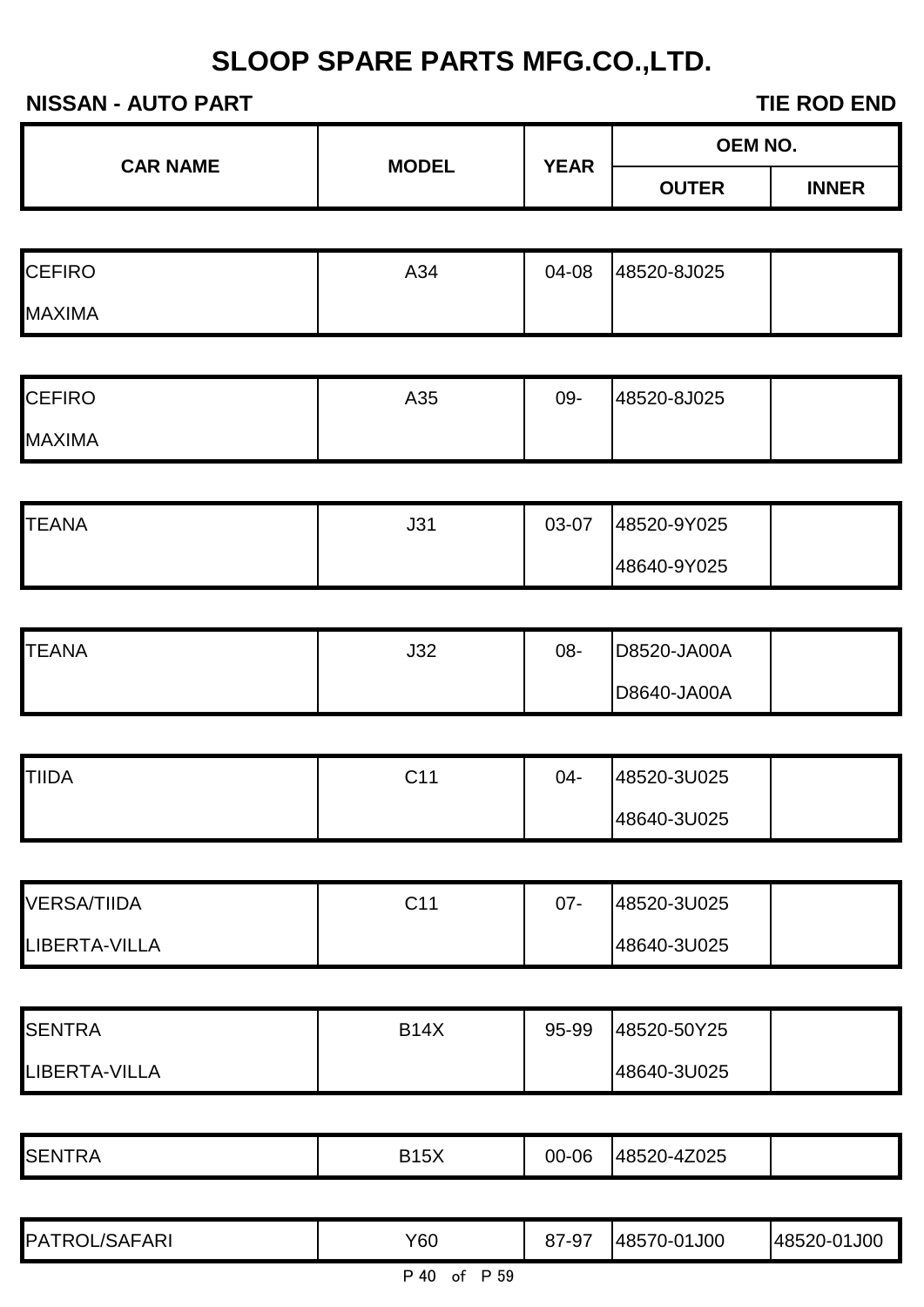# SLOOP SPARE PARTS MFG.CO.,LTD.

**NISSAN - AUTO PART**

**TIE ROD END**

| CAR NAME | MODEL | YEAR | OEM NO. | |
|---|---|---|---|---|
| | | | OUTER | INNER |
| CEFIRO | A34 | 04-08 | 48520-8J025 | |
| MAXIMA | | | | |
| CEFIRO | A35 | 09- | 48520-8J025 | |
| MAXIMA | | | | |
| TEANA | J31 | 03-07 | 48520-9Y025 | |
| | | | 48640-9Y025 | |
| TEANA | J32 | 08- | D8520-JA00A | |
| | | | D8640-JA00A | |
| TIIDA | C11 | 04- | 48520-3U025 | |
| | | | 48640-3U025 | |
| VERSA/TIIDA | C11 | 07- | 48520-3U025 | |
| LIBERTA-VILLA | | | 48640-3U025 | |
| SENTRA | B14X | 95-99 | 48520-50Y25 | |
| LIBERTA-VILLA | | | 48640-3U025 | |
| SENTRA | B15X | 00-06 | 48520-4Z025 | |
| PATROL/SAFARI | Y60 | 87-97 | 48570-01J00 | 48520-01J00 |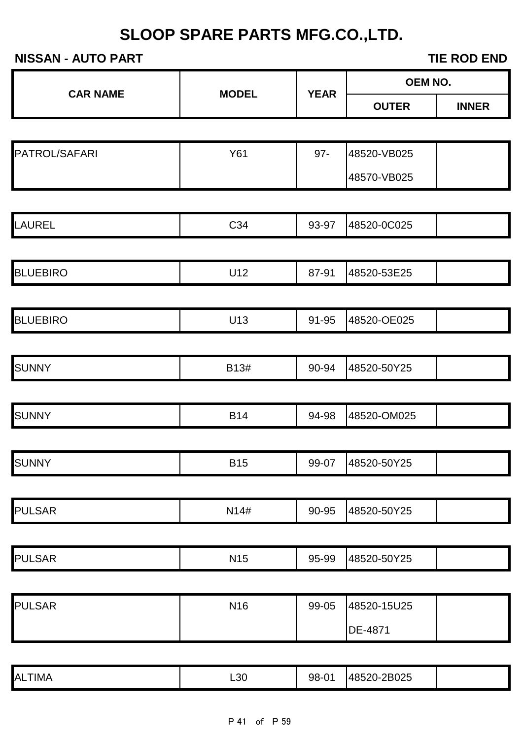# SLOOP SPARE PARTS MFG.CO.,LTD.

**NISSAN - AUTO PART** **TIE ROD END**

| CAR NAME | MODEL | YEAR | OEM NO. | |
|---|---|---|---|---|
| | | | OUTER | INNER |
| PATROL/SAFARI | Y61 | 97- | 48520-VB025<br>48570-VB025 | |
| LAUREL | C34 | 93-97 | 48520-0C025 | |
| BLUEBIRO | U12 | 87-91 | 48520-53E25 | |
| BLUEBIRO | U13 | 91-95 | 48520-OE025 | |
| SUNNY | B13# | 90-94 | 48520-50Y25 | |
| SUNNY | B14 | 94-98 | 48520-OM025 | |
| SUNNY | B15 | 99-07 | 48520-50Y25 | |
| PULSAR | N14# | 90-95 | 48520-50Y25 | |
| PULSAR | N15 | 95-99 | 48520-50Y25 | |
| PULSAR | N16 | 99-05 | 48520-15U25<br>DE-4871 | |
| ALTIMA | L30 | 98-01 | 48520-2B025 | |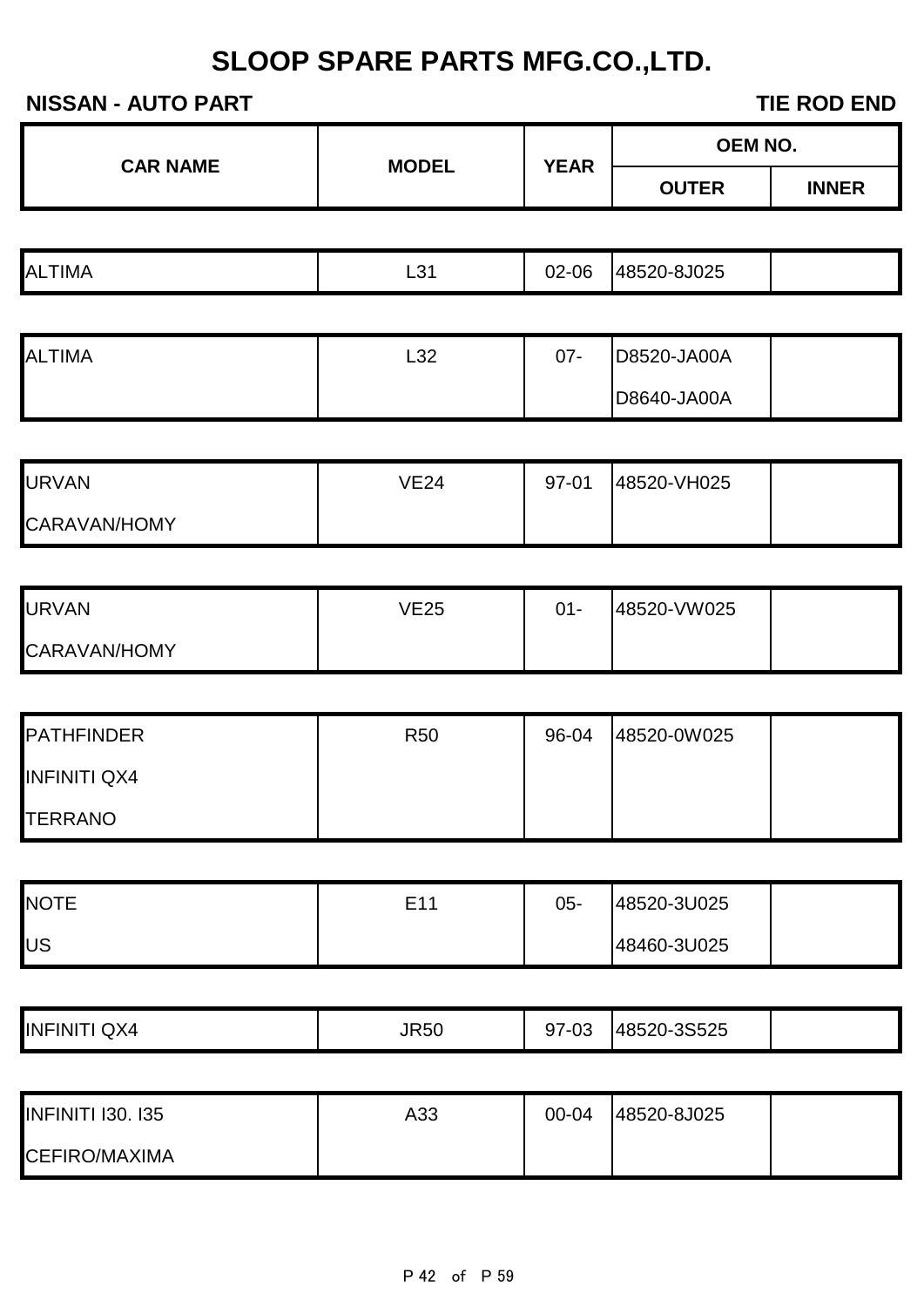# SLOOP SPARE PARTS MFG.CO.,LTD.

**NISSAN - AUTO PART** **TIE ROD END**

| CAR NAME | MODEL | YEAR | OEM NO. | |
|---|---|---|---|---|
| | | | OUTER | INNER |
| ALTIMA | L31 | 02-06 | 48520-8J025 | |
| ALTIMA | L32 | 07- | D8520-JA00A | |
| | | | D8640-JA00A | |
| URVAN | VE24 | 97-01 | 48520-VH025 | |
| CARAVAN/HOMY | | | | |
| URVAN | VE25 | 01- | 48520-VW025 | |
| CARAVAN/HOMY | | | | |
| PATHFINDER | R50 | 96-04 | 48520-0W025 | |
| INFINITI QX4 | | | | |
| TERRANO | | | | |
| NOTE | E11 | 05- | 48520-3U025 | |
| US | | | 48460-3U025 | |
| INFINITI QX4 | JR50 | 97-03 | 48520-3S525 | |
| INFINITI I30. I35 | A33 | 00-04 | 48520-8J025 | |
| CEFIRO/MAXIMA | | | | |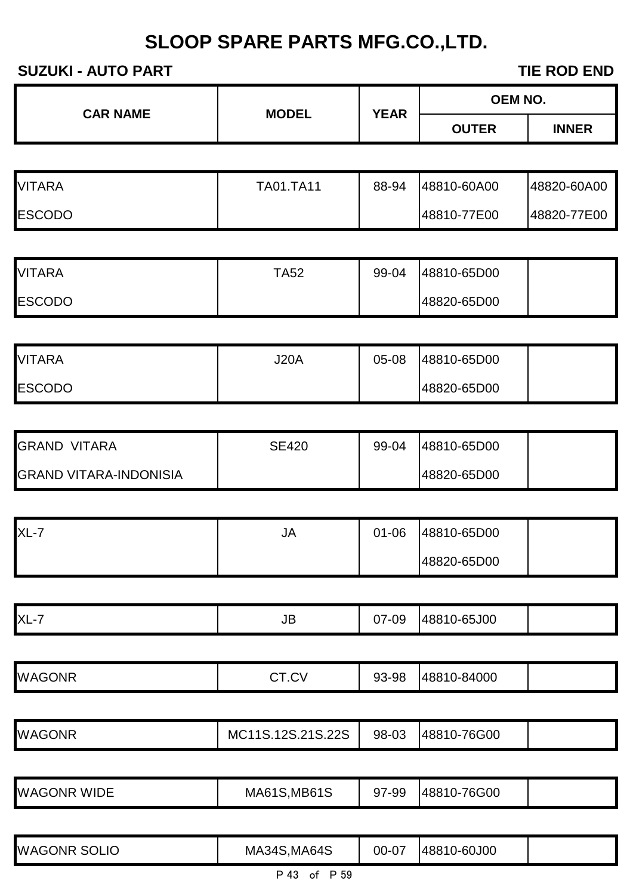# SLOOP SPARE PARTS MFG.CO.,LTD.

**SUZUKI - AUTO PART** **TIE ROD END**

| CAR NAME | MODEL | YEAR | OEM NO. | |
|---|---|---|---|---|
| | | | OUTER | INNER |
| VITARA | TA01.TA11 | 88-94 | 48810-60A00 | 48820-60A00 |
| ESCODO | | | 48810-77E00 | 48820-77E00 |
| VITARA | TA52 | 99-04 | 48810-65D00 | |
| ESCODO | | | 48820-65D00 | |
| VITARA | J20A | 05-08 | 48810-65D00 | |
| ESCODO | | | 48820-65D00 | |
| GRAND VITARA | SE420 | 99-04 | 48810-65D00 | |
| GRAND VITARA-INDONISIA | | | 48820-65D00 | |
| XL-7 | JA | 01-06 | 48810-65D00 | |
| | | | 48820-65D00 | |
| XL-7 | JB | 07-09 | 48810-65J00 | |
| WAGONR | CT.CV | 93-98 | 48810-84000 | |
| WAGONR | MC11S.12S.21S.22S | 98-03 | 48810-76G00 | |
| WAGONR WIDE | MA61S,MB61S | 97-99 | 48810-76G00 | |
| WAGONR SOLIO | MA34S,MA64S | 00-07 | 48810-60J00 | |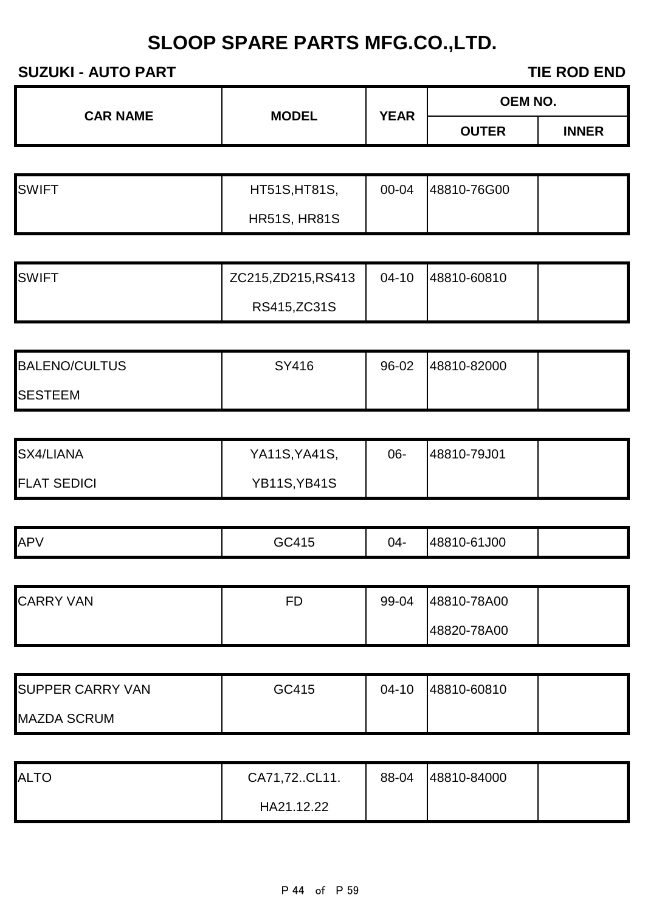# SLOOP SPARE PARTS MFG.CO.,LTD.

**SUZUKI - AUTO PART** **TIE ROD END**

| CAR NAME | MODEL | YEAR | OEM NO. | |
|---|---|---|---|---|
| | | | OUTER | INNER |
| SWIFT | HT51S,HT81S, HR51S, HR81S | 00-04 | 48810-76G00 | |
| SWIFT | ZC215,ZD215,RS413 RS415,ZC31S | 04-10 | 48810-60810 | |
| BALENO/CULTUS SESTEEM | SY416 | 96-02 | 48810-82000 | |
| SX4/LIANA FLAT SEDICI | YA11S,YA41S, YB11S,YB41S | 06- | 48810-79J01 | |
| APV | GC415 | 04- | 48810-61J00 | |
| CARRY VAN | FD | 99-04 | 48810-78A00 48820-78A00 | |
| SUPPER CARRY VAN MAZDA SCRUM | GC415 | 04-10 | 48810-60810 | |
| ALTO | CA71,72..CL11. HA21.12.22 | 88-04 | 48810-84000 | |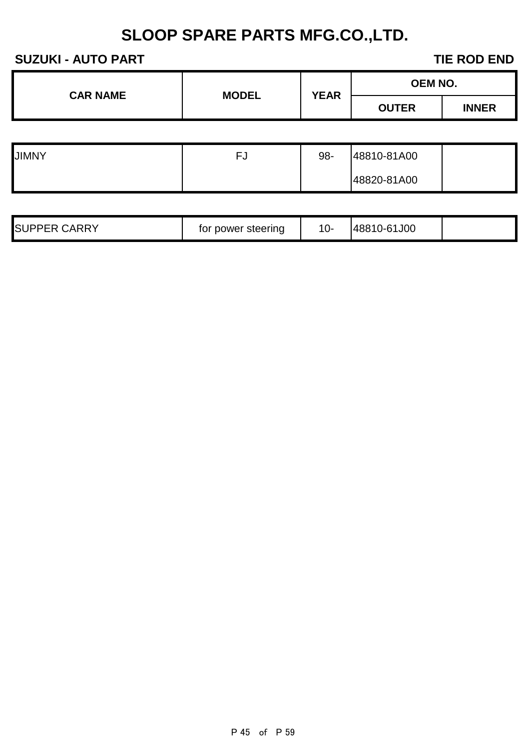# SLOOP SPARE PARTS MFG.CO.,LTD.

**SUZUKI - AUTO PART** **TIE ROD END**

| CAR NAME | MODEL | YEAR | OEM NO. | |
|---|---|---|---|---|
| | | | OUTER | INNER |
| JIMNY | FJ | 98- | 48810-81A00 | |
| | | | 48820-81A00 | |
| SUPPER CARRY | for power steering | 10- | 48810-61J00 | |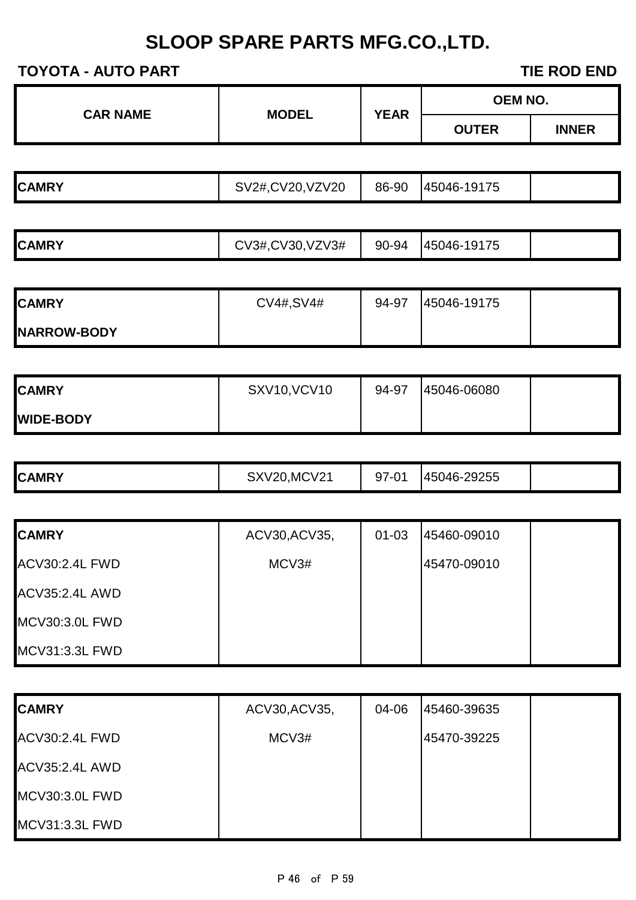# SLOOP SPARE PARTS MFG.CO.,LTD.

**TOYOTA - AUTO PART** **TIE ROD END**

| CAR NAME | MODEL | YEAR | OEM NO. | |
|---|---|---|---|---|
| | | | OUTER | INNER |
| **CAMRY** | SV2#,CV20,VZV20 | 86-90 | 45046-19175 | |
| **CAMRY** | CV3#,CV30,VZV3# | 90-94 | 45046-19175 | |
| **CAMRY** | CV4#,SV4# | 94-97 | 45046-19175 | |
| **NARROW-BODY** | | | | |
| **CAMRY** | SXV10,VCV10 | 94-97 | 45046-06080 | |
| **WIDE-BODY** | | | | |
| **CAMRY** | SXV20,MCV21 | 97-01 | 45046-29255 | |
| **CAMRY** | ACV30,ACV35, | 01-03 | 45460-09010 | |
| ACV30:2.4L FWD | MCV3# | | 45470-09010 | |
| ACV35:2.4L AWD | | | | |
| MCV30:3.0L FWD | | | | |
| MCV31:3.3L FWD | | | | |
| **CAMRY** | ACV30,ACV35, | 04-06 | 45460-39635 | |
| ACV30:2.4L FWD | MCV3# | | 45470-39225 | |
| ACV35:2.4L AWD | | | | |
| MCV30:3.0L FWD | | | | |
| MCV31:3.3L FWD | | | | |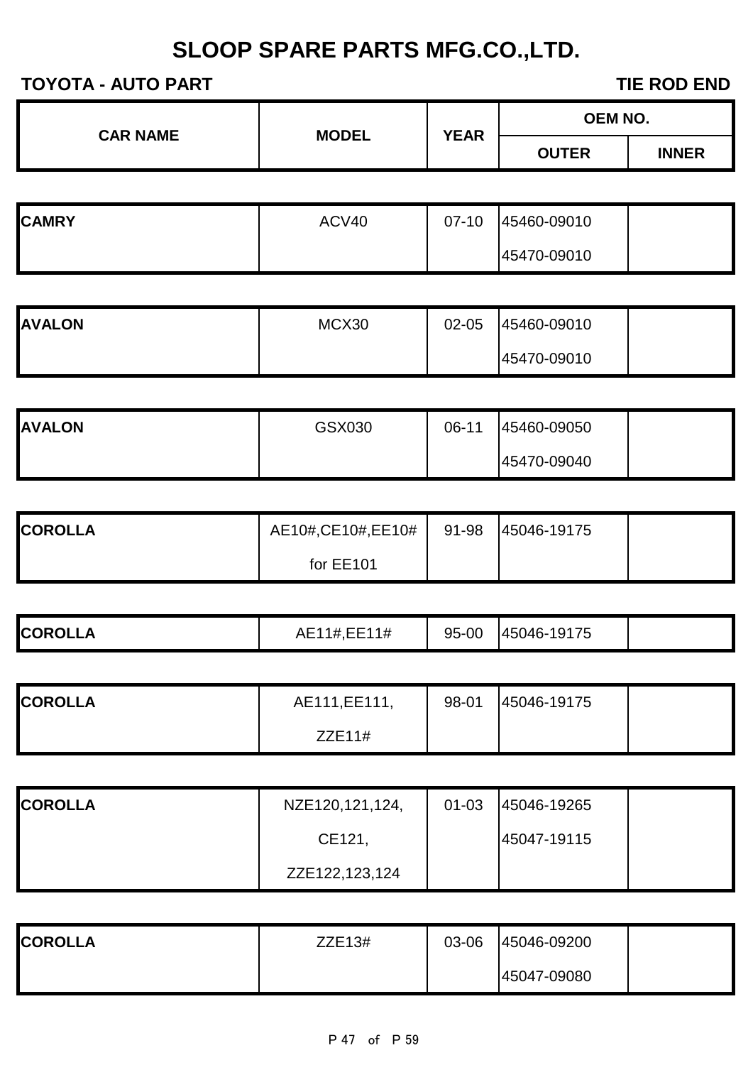# SLOOP SPARE PARTS MFG.CO.,LTD.

**TOYOTA - AUTO PART** **TIE ROD END**

| CAR NAME | MODEL | YEAR | OEM NO. | |
|---|---|---|---|---|
| | | | OUTER | INNER |
| **CAMRY** | ACV40 | 07-10 | 45460-09010 | |
| | | | 45470-09010 | |
| **AVALON** | MCX30 | 02-05 | 45460-09010 | |
| | | | 45470-09010 | |
| **AVALON** | GSX030 | 06-11 | 45460-09050 | |
| | | | 45470-09040 | |
| **COROLLA** | AE10#,CE10#,EE10# | 91-98 | 45046-19175 | |
| | for EE101 | | | |
| **COROLLA** | AE11#,EE11# | 95-00 | 45046-19175 | |
| **COROLLA** | AE111,EE111, | 98-01 | 45046-19175 | |
| | ZZE11# | | | |
| **COROLLA** | NZE120,121,124, | 01-03 | 45046-19265 | |
| | CE121, | | 45047-19115 | |
| | ZZE122,123,124 | | | |
| **COROLLA** | ZZE13# | 03-06 | 45046-09200 | |
| | | | 45047-09080 | |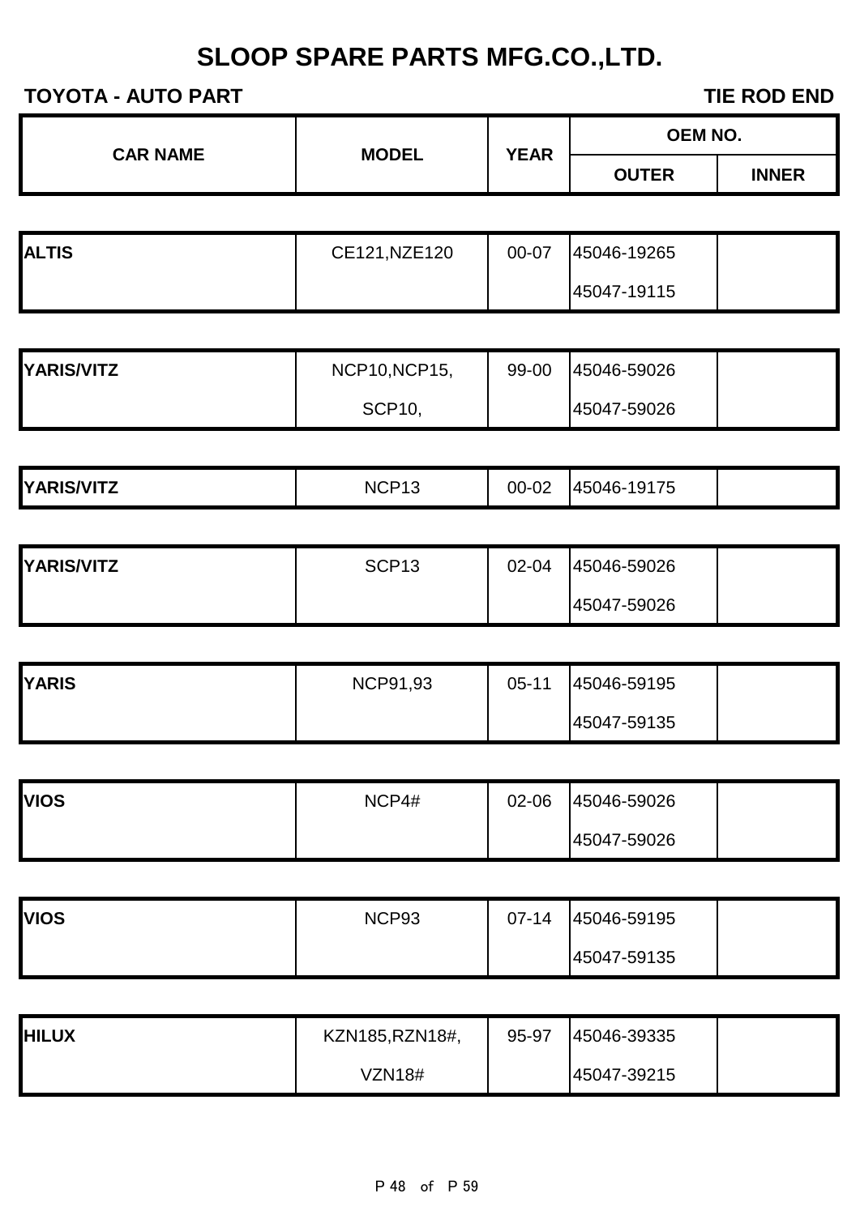# SLOOP SPARE PARTS MFG.CO.,LTD.

**TOYOTA - AUTO PART** **TIE ROD END**

| CAR NAME | MODEL | YEAR | OEM NO. | |
|---|---|---|---|---|
| | | | OUTER | INNER |
| ALTIS | CE121,NZE120 | 00-07 | 45046-19265 | |
| | | | 45047-19115 | |
| YARIS/VITZ | NCP10,NCP15, | 99-00 | 45046-59026 | |
| | SCP10, | | 45047-59026 | |
| YARIS/VITZ | NCP13 | 00-02 | 45046-19175 | |
| YARIS/VITZ | SCP13 | 02-04 | 45046-59026 | |
| | | | 45047-59026 | |
| YARIS | NCP91,93 | 05-11 | 45046-59195 | |
| | | | 45047-59135 | |
| VIOS | NCP4# | 02-06 | 45046-59026 | |
| | | | 45047-59026 | |
| VIOS | NCP93 | 07-14 | 45046-59195 | |
| | | | 45047-59135 | |
| HILUX | KZN185,RZN18#, | 95-97 | 45046-39335 | |
| | VZN18# | | 45047-39215 | |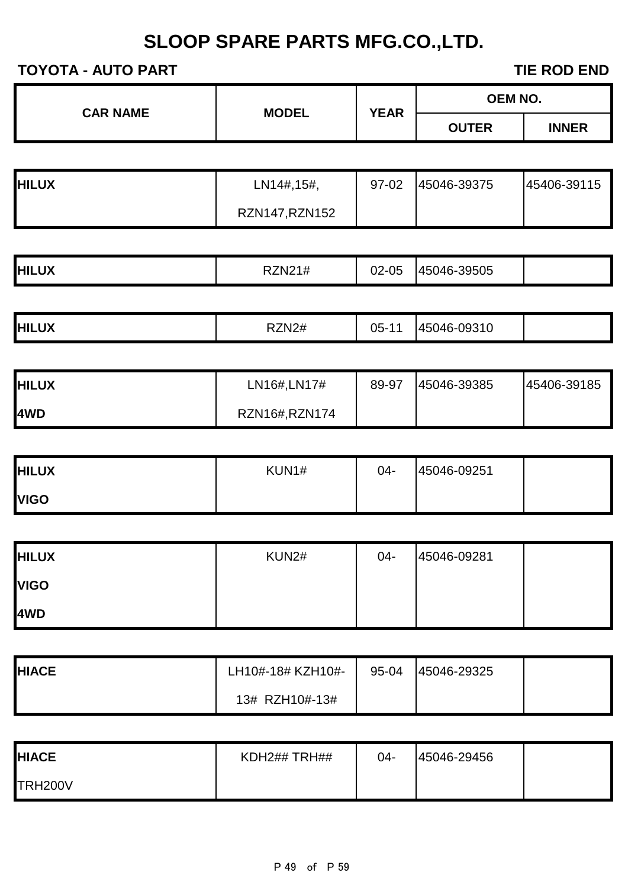# SLOOP SPARE PARTS MFG.CO.,LTD.

**TOYOTA - AUTO PART** **TIE ROD END**

| CAR NAME | MODEL | YEAR | OEM NO. | |
|---|---|---|---|---|
| | | | OUTER | INNER |
| **HILUX** | LN14#,15#, RZN147,RZN152 | 97-02 | 45046-39375 | 45406-39115 |
| **HILUX** | RZN21# | 02-05 | 45046-39505 | |
| **HILUX** | RZN2# | 05-11 | 45046-09310 | |
| **HILUX 4WD** | LN16#,LN17# RZN16#,RZN174 | 89-97 | 45046-39385 | 45406-39185 |
| **HILUX VIGO** | KUN1# | 04- | 45046-09251 | |
| **HILUX VIGO 4WD** | KUN2# | 04- | 45046-09281 | |
| **HIACE** | LH10#-18# KZH10#-13# RZH10#-13# | 95-04 | 45046-29325 | |
| **HIACE** TRH200V | KDH2## TRH## | 04- | 45046-29456 | |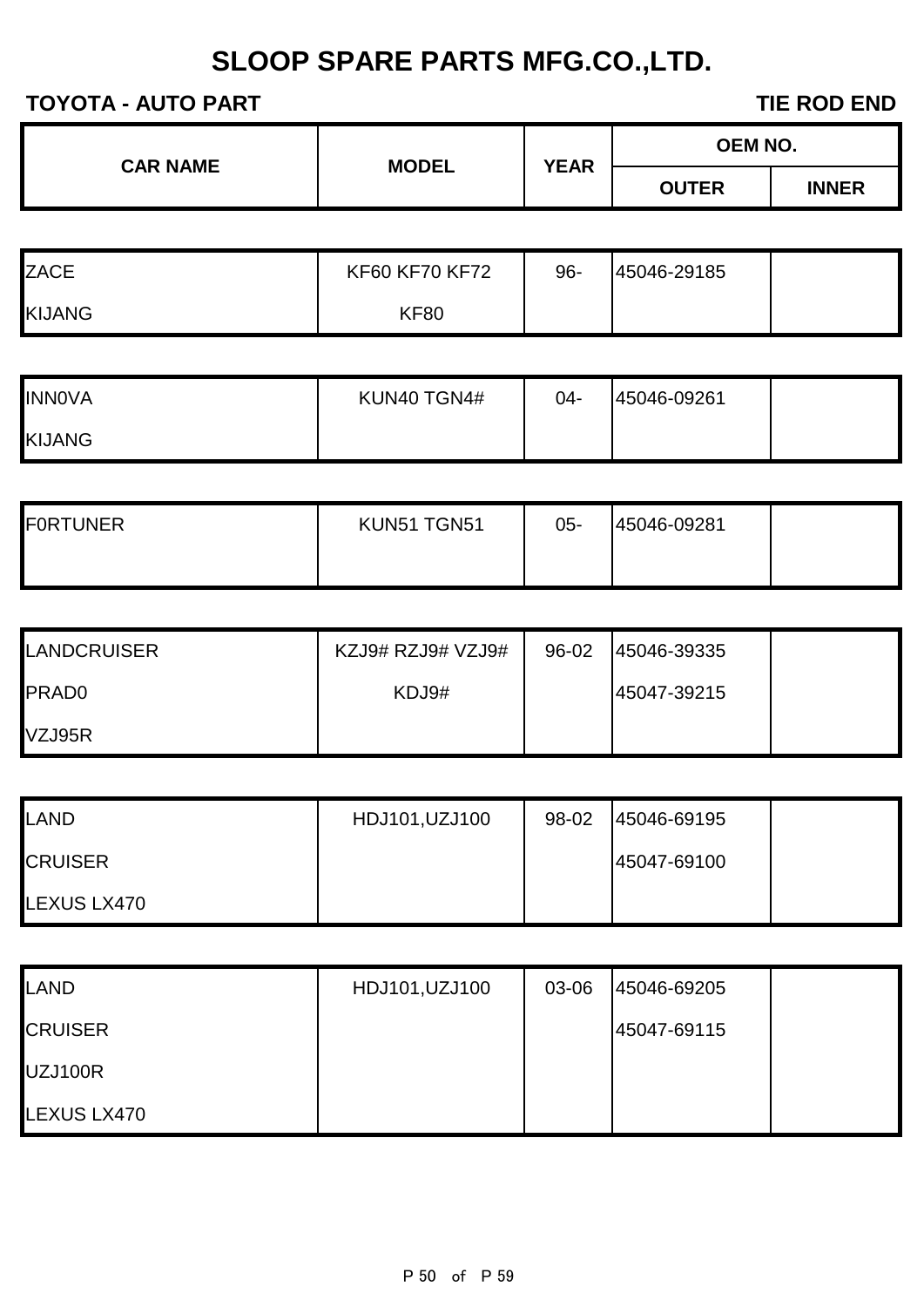# SLOOP SPARE PARTS MFG.CO.,LTD.

**TOYOTA - AUTO PART** | **TIE ROD END**

| CAR NAME | MODEL | YEAR | OEM NO. | |
|---|---|---|---|---|
| | | | OUTER | INNER |
| ZACE | KF60 KF70 KF72 | 96- | 45046-29185 | |
| KIJANG | KF80 | | | |
| INN0VA | KUN40 TGN4# | 04- | 45046-09261 | |
| KIJANG | | | | |
| F0RTUNER | KUN51 TGN51 | 05- | 45046-09281 | |
| LANDCRUISER | KZJ9# RZJ9# VZJ9# | 96-02 | 45046-39335 | |
| PRAD0 | KDJ9# | | 45047-39215 | |
| VZJ95R | | | | |
| LAND | HDJ101,UZJ100 | 98-02 | 45046-69195 | |
| CRUISER | | | 45047-69100 | |
| LEXUS LX470 | | | | |
| LAND | HDJ101,UZJ100 | 03-06 | 45046-69205 | |
| CRUISER | | | 45047-69115 | |
| UZJ100R | | | | |
| LEXUS LX470 | | | | |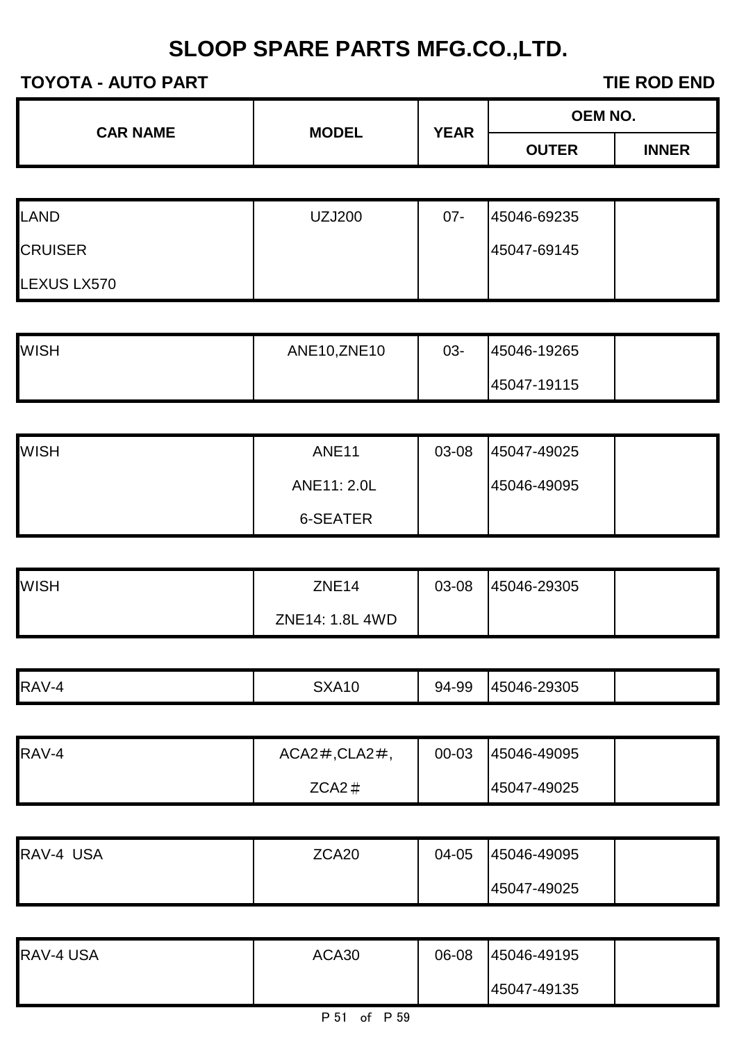# SLOOP SPARE PARTS MFG.CO.,LTD.

**TOYOTA - AUTO PART** **TIE ROD END**

| CAR NAME | MODEL | YEAR | OEM NO. | |
|---|---|---|---|---|
| | | | OUTER | INNER |
| LAND CRUISER LEXUS LX570 | UZJ200 | 07- | 45046-69235<br>45047-69145 | |
| WISH | ANE10,ZNE10 | 03- | 45046-19265<br>45047-19115 | |
| WISH | ANE11<br>ANE11: 2.0L<br>6-SEATER | 03-08 | 45047-49025<br>45046-49095 | |
| WISH | ZNE14<br>ZNE14: 1.8L 4WD | 03-08 | 45046-29305 | |
| RAV-4 | SXA10 | 94-99 | 45046-29305 | |
| RAV-4 | ACA2＃,CLA2＃,<br>ZCA2＃ | 00-03 | 45046-49095<br>45047-49025 | |
| RAV-4  USA | ZCA20 | 04-05 | 45046-49095<br>45047-49025 | |
| RAV-4 USA | ACA30 | 06-08 | 45046-49195<br>45047-49135 | |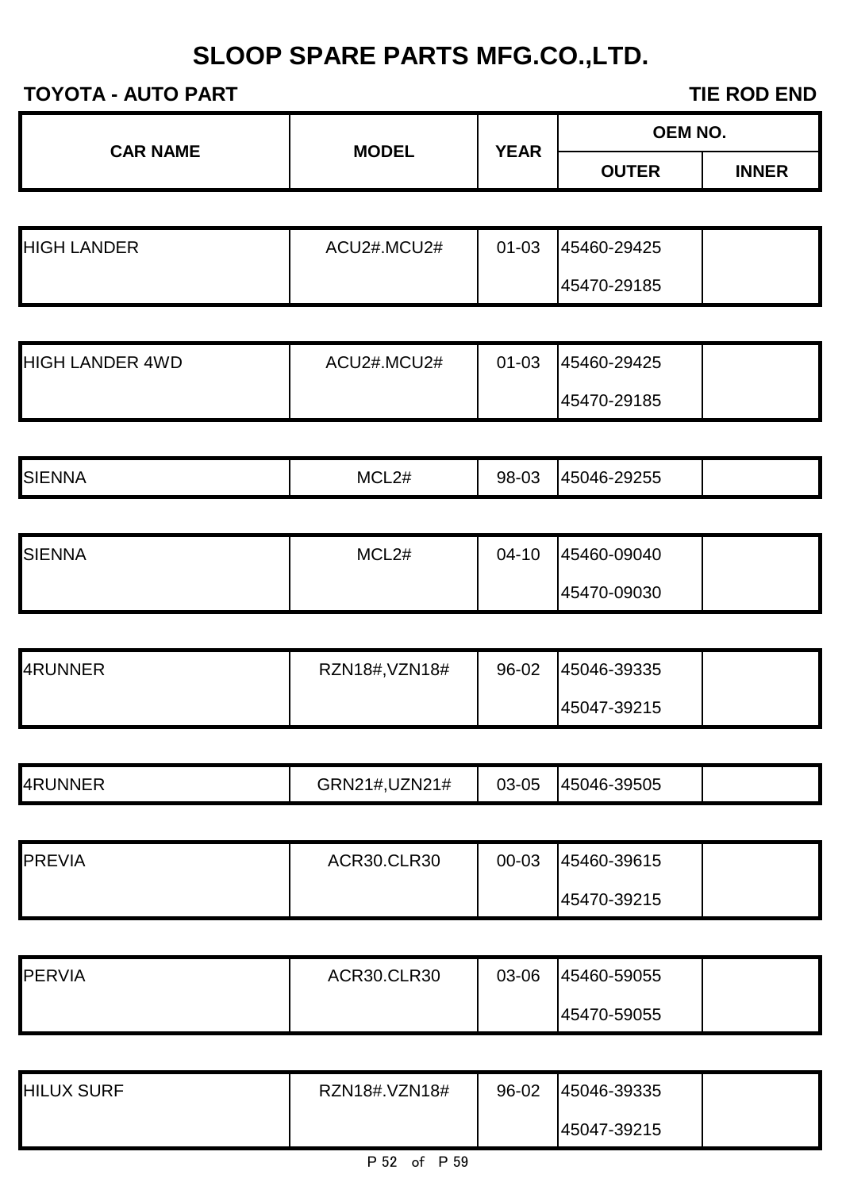# SLOOP SPARE PARTS MFG.CO.,LTD.

**TOYOTA - AUTO PART** **TIE ROD END**

| CAR NAME | MODEL | YEAR | OEM NO. | |
|---|---|---|---|---|
| | | | OUTER | INNER |
| HIGH LANDER | ACU2#.MCU2# | 01-03 | 45460-29425 | |
| | | | 45470-29185 | |
| HIGH LANDER 4WD | ACU2#.MCU2# | 01-03 | 45460-29425 | |
| | | | 45470-29185 | |
| SIENNA | MCL2# | 98-03 | 45046-29255 | |
| SIENNA | MCL2# | 04-10 | 45460-09040 | |
| | | | 45470-09030 | |
| 4RUNNER | RZN18#,VZN18# | 96-02 | 45046-39335 | |
| | | | 45047-39215 | |
| 4RUNNER | GRN21#,UZN21# | 03-05 | 45046-39505 | |
| PREVIA | ACR30.CLR30 | 00-03 | 45460-39615 | |
| | | | 45470-39215 | |
| PERVIA | ACR30.CLR30 | 03-06 | 45460-59055 | |
| | | | 45470-59055 | |
| HILUX SURF | RZN18#.VZN18# | 96-02 | 45046-39335 | |
| | | | 45047-39215 | |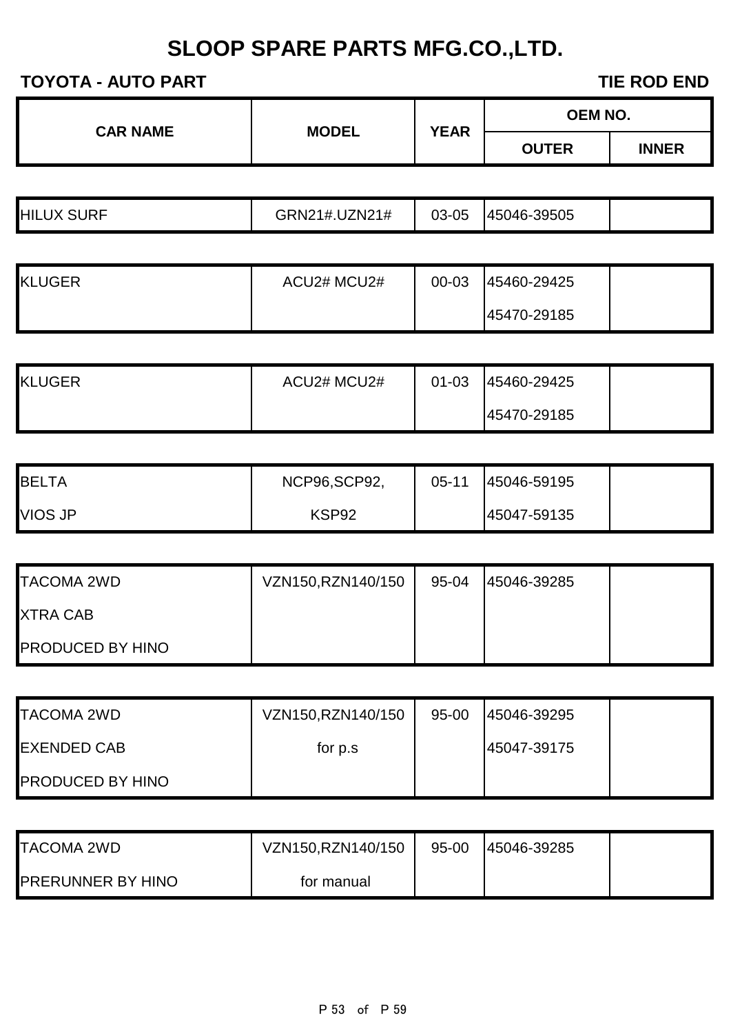# SLOOP SPARE PARTS MFG.CO.,LTD.

**TOYOTA - AUTO PART** **TIE ROD END**

| CAR NAME | MODEL | YEAR | OEM NO. | |
|---|---|---|---|---|
| | | | OUTER | INNER |
| HILUX SURF | GRN21#.UZN21# | 03-05 | 45046-39505 | |
| KLUGER | ACU2# MCU2# | 00-03 | 45460-29425<br>45470-29185 | |
| KLUGER | ACU2# MCU2# | 01-03 | 45460-29425<br>45470-29185 | |
| BELTA<br>VIOS JP | NCP96,SCP92,<br>KSP92 | 05-11 | 45046-59195<br>45047-59135 | |
| TACOMA 2WD<br>XTRA CAB<br>PRODUCED BY HINO | VZN150,RZN140/150 | 95-04 | 45046-39285 | |
| TACOMA 2WD<br>EXENDED CAB<br>PRODUCED BY HINO | VZN150,RZN140/150<br>for p.s | 95-00 | 45046-39295<br>45047-39175 | |
| TACOMA 2WD<br>PRERUNNER BY HINO | VZN150,RZN140/150<br>for manual | 95-00 | 45046-39285 | |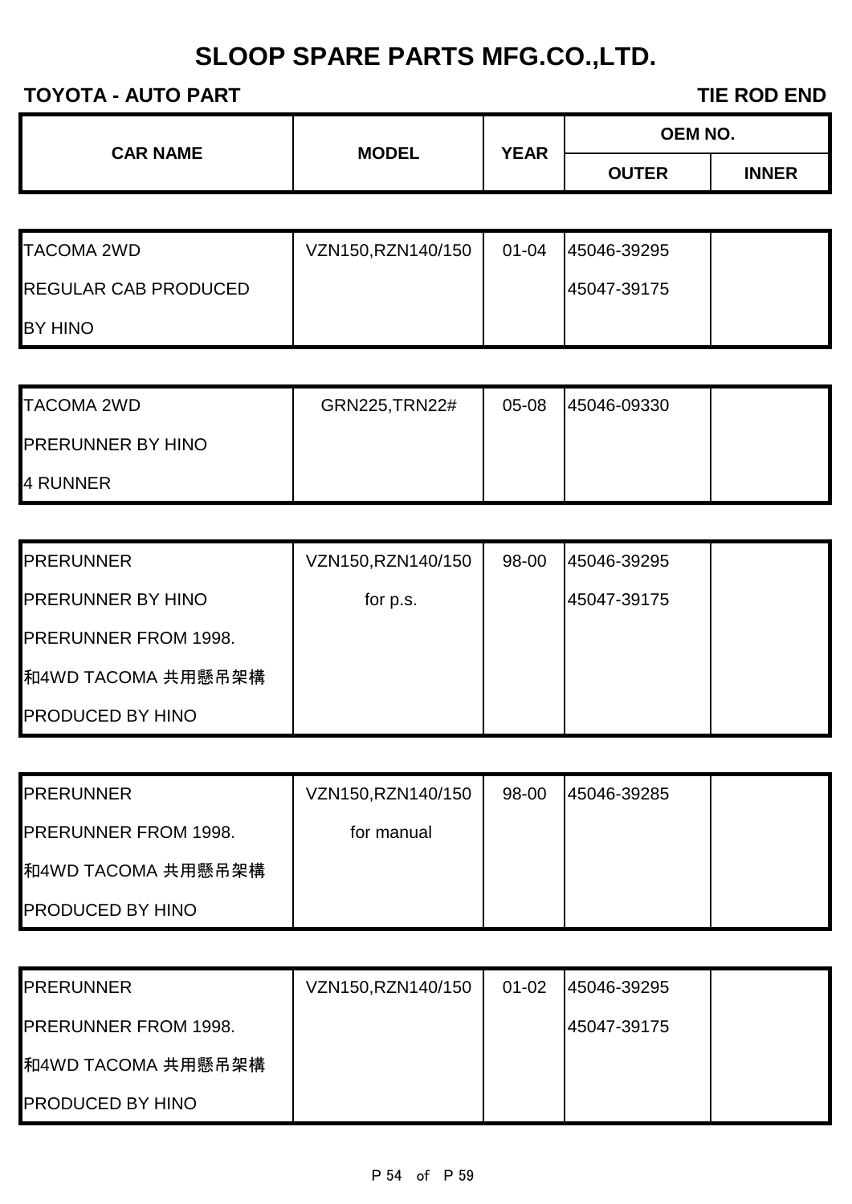# SLOOP SPARE PARTS MFG.CO.,LTD.

**TOYOTA - AUTO PART** | **TIE ROD END**

| CAR NAME | MODEL | YEAR | OEM NO. | |
|---|---|---|---|---|
| | | | OUTER | INNER |
| TACOMA 2WD | VZN150,RZN140/150 | 01-04 | 45046-39295 | |
| REGULAR CAB PRODUCED | | | 45047-39175 | |
| BY HINO | | | | |
| TACOMA 2WD | GRN225,TRN22# | 05-08 | 45046-09330 | |
| PRERUNNER BY HINO | | | | |
| 4 RUNNER | | | | |
| PRERUNNER | VZN150,RZN140/150 | 98-00 | 45046-39295 | |
| PRERUNNER BY HINO | for p.s. | | 45047-39175 | |
| PRERUNNER FROM 1998. | | | | |
| 和4WD TACOMA 共用懸吊架構 | | | | |
| PRODUCED BY HINO | | | | |
| PRERUNNER | VZN150,RZN140/150 | 98-00 | 45046-39285 | |
| PRERUNNER FROM 1998. | for manual | | | |
| 和4WD TACOMA 共用懸吊架構 | | | | |
| PRODUCED BY HINO | | | | |
| PRERUNNER | VZN150,RZN140/150 | 01-02 | 45046-39295 | |
| PRERUNNER FROM 1998. | | | 45047-39175 | |
| 和4WD TACOMA 共用懸吊架構 | | | | |
| PRODUCED BY HINO | | | | |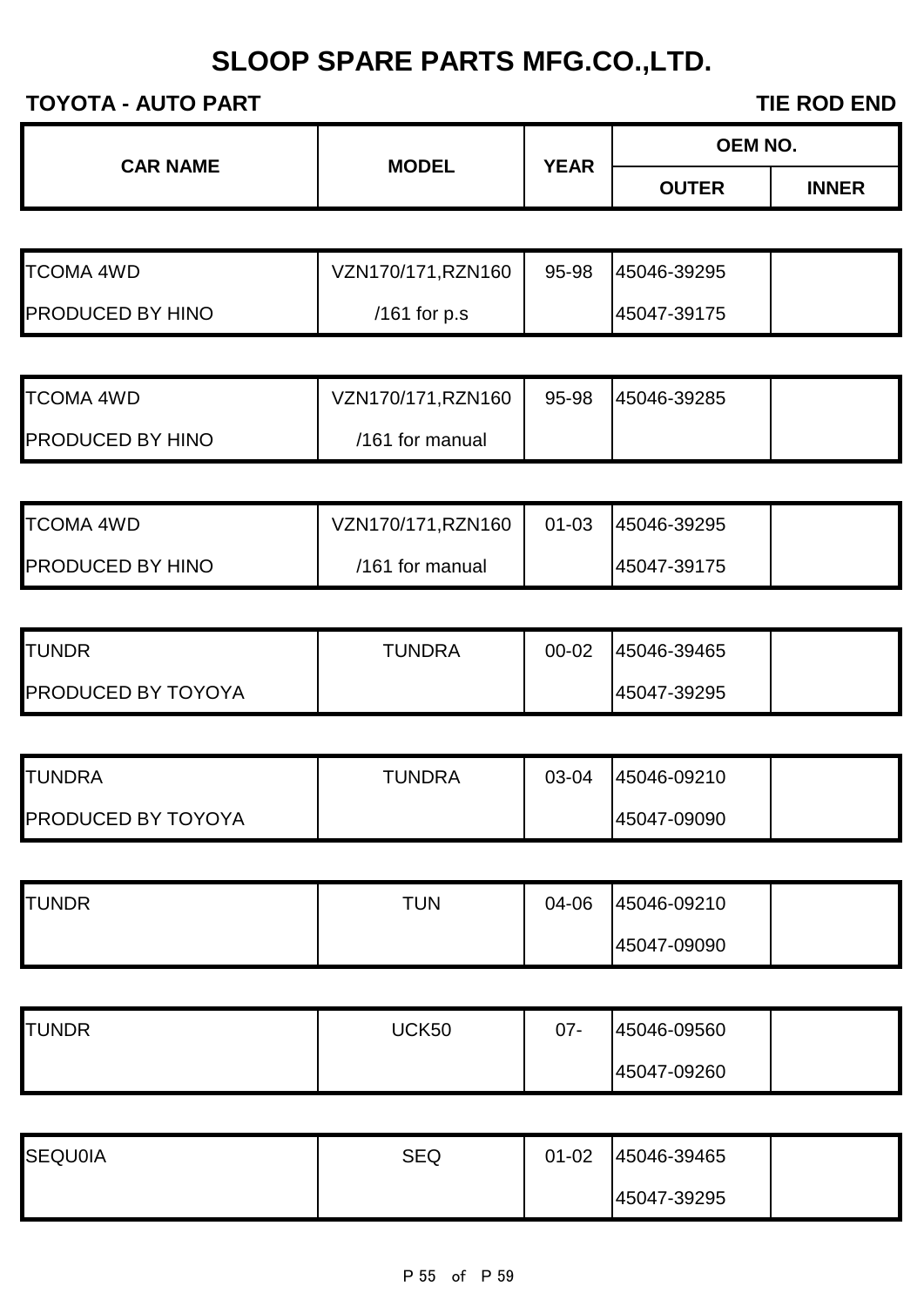# SLOOP SPARE PARTS MFG.CO.,LTD.

**TOYOTA - AUTO PART** **TIE ROD END**

| CAR NAME | MODEL | YEAR | OEM NO. | |
|---|---|---|---|---|
| | | | OUTER | INNER |
| TCOMA 4WD<br>PRODUCED BY HINO | VZN170/171,RZN160<br>/161 for p.s | 95-98 | 45046-39295<br>45047-39175 | |
| TCOMA 4WD<br>PRODUCED BY HINO | VZN170/171,RZN160<br>/161 for manual | 95-98 | 45046-39285 | |
| TCOMA 4WD<br>PRODUCED BY HINO | VZN170/171,RZN160<br>/161 for manual | 01-03 | 45046-39295<br>45047-39175 | |
| TUNDR<br>PRODUCED BY TOYOYA | TUNDRA | 00-02 | 45046-39465<br>45047-39295 | |
| TUNDRA<br>PRODUCED BY TOYOYA | TUNDRA | 03-04 | 45046-09210<br>45047-09090 | |
| TUNDR | TUN | 04-06 | 45046-09210<br>45047-09090 | |
| TUNDR | UCK50 | 07- | 45046-09560<br>45047-09260 | |
| SEQU0IA | SEQ | 01-02 | 45046-39465<br>45047-39295 | |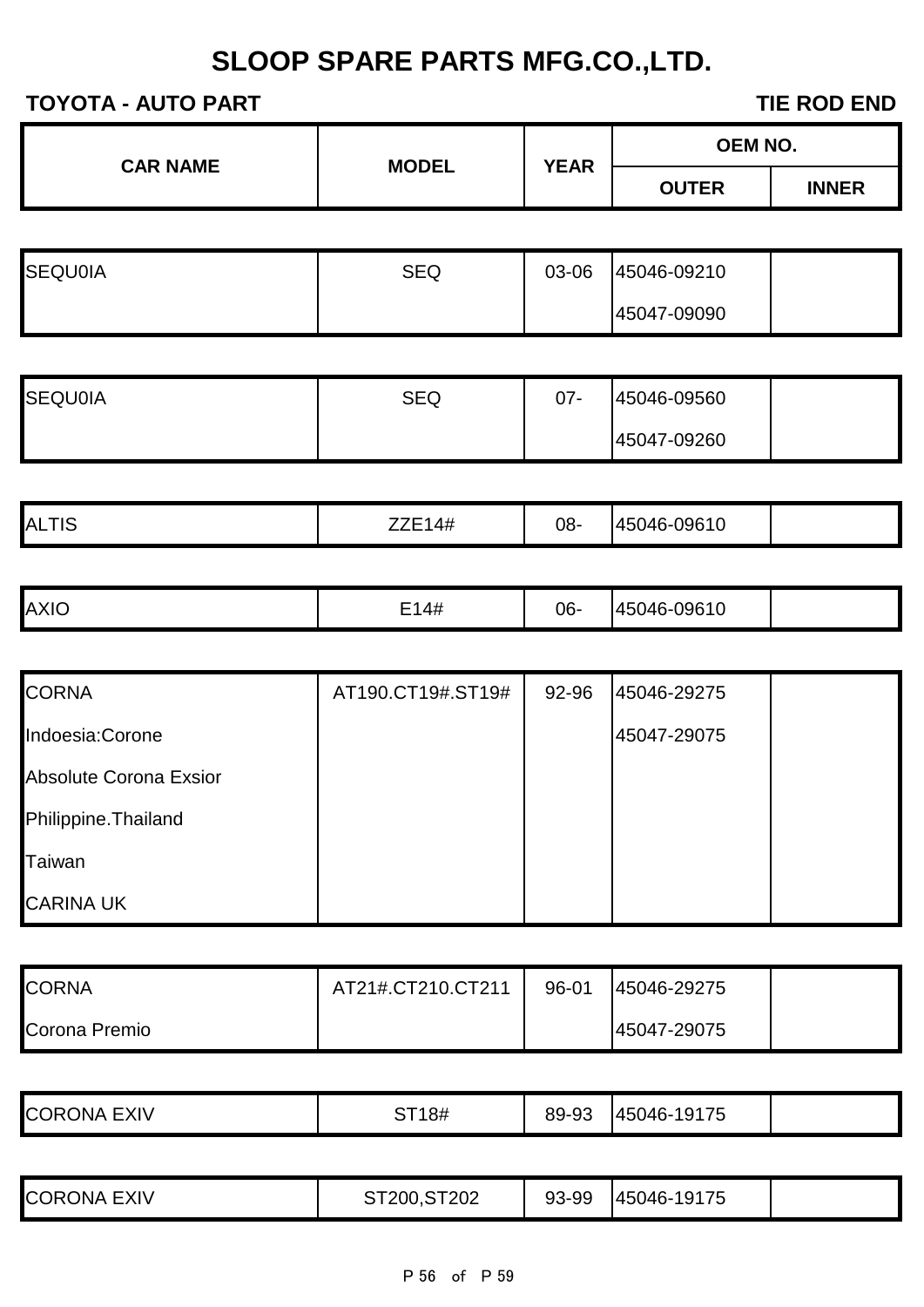# SLOOP SPARE PARTS MFG.CO.,LTD.

**TOYOTA - AUTO PART** **TIE ROD END**

| CAR NAME | MODEL | YEAR | OEM NO. | |
|---|---|---|---|---|
| | | | OUTER | INNER |
| SEQU0IA | SEQ | 03-06 | 45046-09210 | |
| | | | 45047-09090 | |
| SEQU0IA | SEQ | 07- | 45046-09560 | |
| | | | 45047-09260 | |
| ALTIS | ZZE14# | 08- | 45046-09610 | |
| AXIO | E14# | 06- | 45046-09610 | |
| CORNA | AT190.CT19#.ST19# | 92-96 | 45046-29275 | |
| Indoesia:Corone | | | 45047-29075 | |
| Absolute Corona Exsior | | | | |
| Philippine.Thailand | | | | |
| Taiwan | | | | |
| CARINA UK | | | | |
| CORNA | AT21#.CT210.CT211 | 96-01 | 45046-29275 | |
| Corona Premio | | | 45047-29075 | |
| CORONA EXIV | ST18# | 89-93 | 45046-19175 | |
| CORONA EXIV | ST200,ST202 | 93-99 | 45046-19175 | |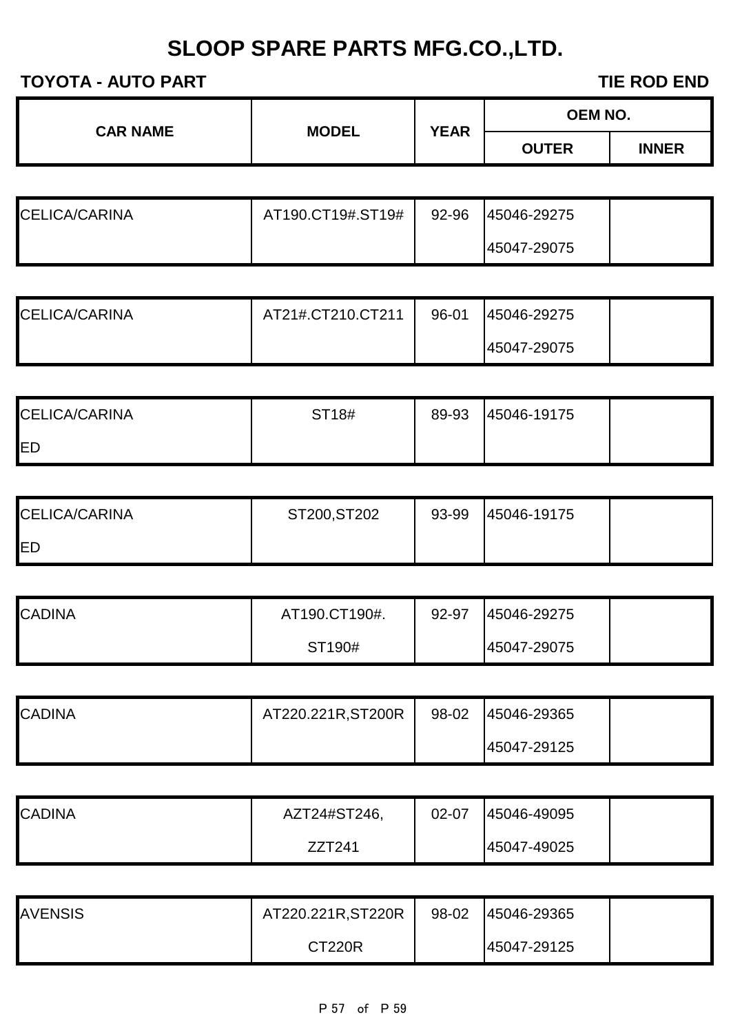# SLOOP SPARE PARTS MFG.CO.,LTD.

**TOYOTA - AUTO PART** **TIE ROD END**

| CAR NAME | MODEL | YEAR | OEM NO. | |
|---|---|---|---|---|
| | | | OUTER | INNER |
| CELICA/CARINA | AT190.CT19#.ST19# | 92-96 | 45046-29275 | |
| | | | 45047-29075 | |
| CELICA/CARINA | AT21#.CT210.CT211 | 96-01 | 45046-29275 | |
| | | | 45047-29075 | |
| CELICA/CARINA ED | ST18# | 89-93 | 45046-19175 | |
| CELICA/CARINA ED | ST200,ST202 | 93-99 | 45046-19175 | |
| CADINA | AT190.CT190#. ST190# | 92-97 | 45046-29275 | |
| | | | 45047-29075 | |
| CADINA | AT220.221R,ST200R | 98-02 | 45046-29365 | |
| | | | 45047-29125 | |
| CADINA | AZT24#ST246, ZZT241 | 02-07 | 45046-49095 | |
| | | | 45047-49025 | |
| AVENSIS | AT220.221R,ST220R CT220R | 98-02 | 45046-29365 | |
| | | | 45047-29125 | |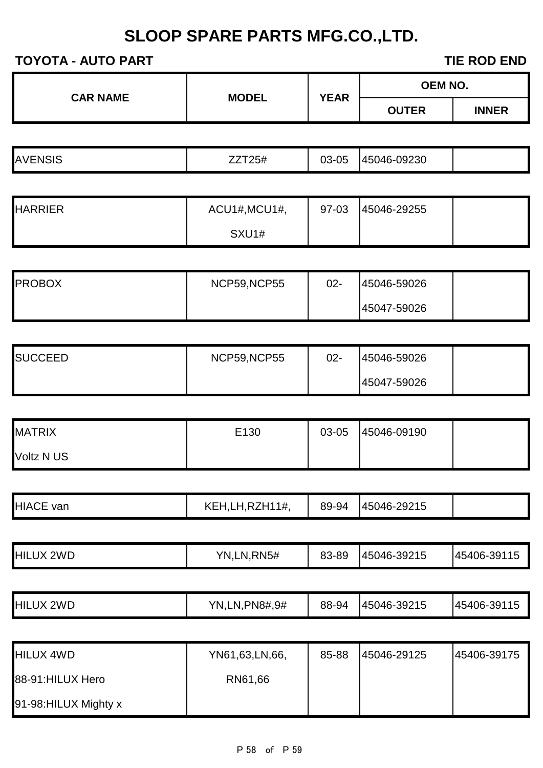# SLOOP SPARE PARTS MFG.CO.,LTD.

**TOYOTA - AUTO PART** **TIE ROD END**

| CAR NAME | MODEL | YEAR | OEM NO. | |
|---|---|---|---|---|
| | | | OUTER | INNER |
| AVENSIS | ZZT25# | 03-05 | 45046-09230 | |
| HARRIER | ACU1#,MCU1#, SXU1# | 97-03 | 45046-29255 | |
| PROBOX | NCP59,NCP55 | 02- | 45046-59026<br>45047-59026 | |
| SUCCEED | NCP59,NCP55 | 02- | 45046-59026<br>45047-59026 | |
| MATRIX<br>Voltz N US | E130 | 03-05 | 45046-09190 | |
| HIACE van | KEH,LH,RZH11#, | 89-94 | 45046-29215 | |
| HILUX 2WD | YN,LN,RN5# | 83-89 | 45046-39215 | 45406-39115 |
| HILUX 2WD | YN,LN,PN8#,9# | 88-94 | 45046-39215 | 45406-39115 |
| HILUX 4WD<br>88-91:HILUX Hero<br>91-98:HILUX Mighty x | YN61,63,LN,66, RN61,66 | 85-88 | 45046-29125 | 45406-39175 |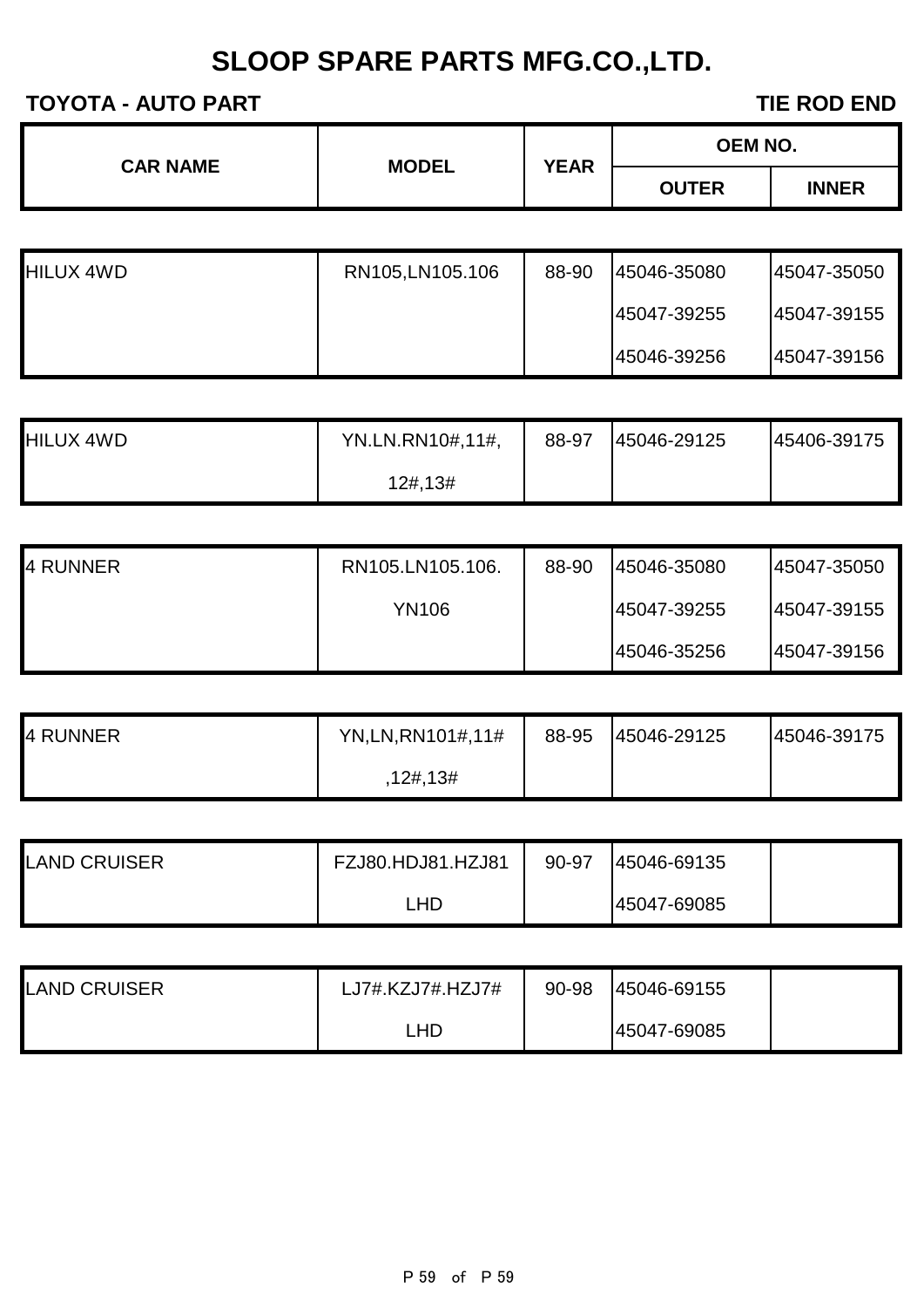# SLOOP SPARE PARTS MFG.CO.,LTD.

**TOYOTA - AUTO PART** **TIE ROD END**

| CAR NAME | MODEL | YEAR | OEM NO. | |
|---|---|---|---|---|
| | | | OUTER | INNER |
| HILUX 4WD | RN105,LN105.106 | 88-90 | 45046-35080 | 45047-35050 |
| | | | 45047-39255 | 45047-39155 |
| | | | 45046-39256 | 45047-39156 |
| HILUX 4WD | YN.LN.RN10#,11#, 12#,13# | 88-97 | 45046-29125 | 45406-39175 |
| 4 RUNNER | RN105.LN105.106. YN106 | 88-90 | 45046-35080 | 45047-35050 |
| | | | 45047-39255 | 45047-39155 |
| | | | 45046-35256 | 45047-39156 |
| 4 RUNNER | YN,LN,RN101#,11# ,12#,13# | 88-95 | 45046-29125 | 45046-39175 |
| LAND CRUISER | FZJ80.HDJ81.HZJ81 LHD | 90-97 | 45046-69135 | |
| | | | 45047-69085 | |
| LAND CRUISER | LJ7#.KZJ7#.HZJ7# LHD | 90-98 | 45046-69155 | |
| | | | 45047-69085 | |